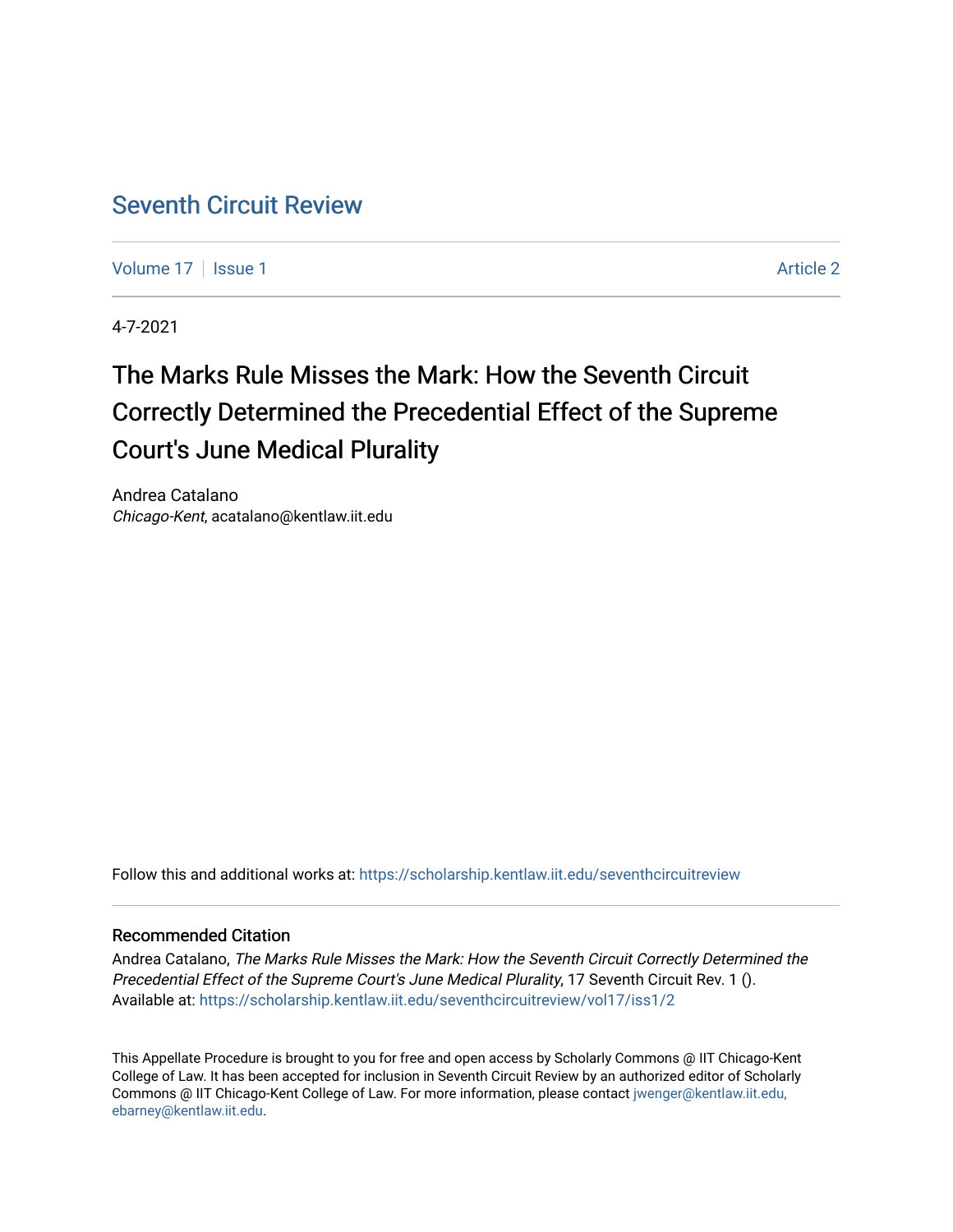# Seventh Circuit Review

Volume 17 | Issue 1 | Article 2

4-7-2021

## The Marks Rule Misses the Mark: How the Seventh Circuit Correctly Determined the Precedential Effect of the Supreme Court's June Medical Plurality

Andrea Catalano
*Chicago-Kent*, acatalano@kentlaw.iit.edu

Follow this and additional works at: https://scholarship.kentlaw.iit.edu/seventhcircuitreview

### Recommended Citation

Andrea Catalano, *The Marks Rule Misses the Mark: How the Seventh Circuit Correctly Determined the Precedential Effect of the Supreme Court's June Medical Plurality*, 17 Seventh Circuit Rev. 1 ().
Available at: https://scholarship.kentlaw.iit.edu/seventhcircuitreview/vol17/iss1/2

This Appellate Procedure is brought to you for free and open access by Scholarly Commons @ IIT Chicago-Kent College of Law. It has been accepted for inclusion in Seventh Circuit Review by an authorized editor of Scholarly Commons @ IIT Chicago-Kent College of Law. For more information, please contact jwenger@kentlaw.iit.edu, ebarney@kentlaw.iit.edu.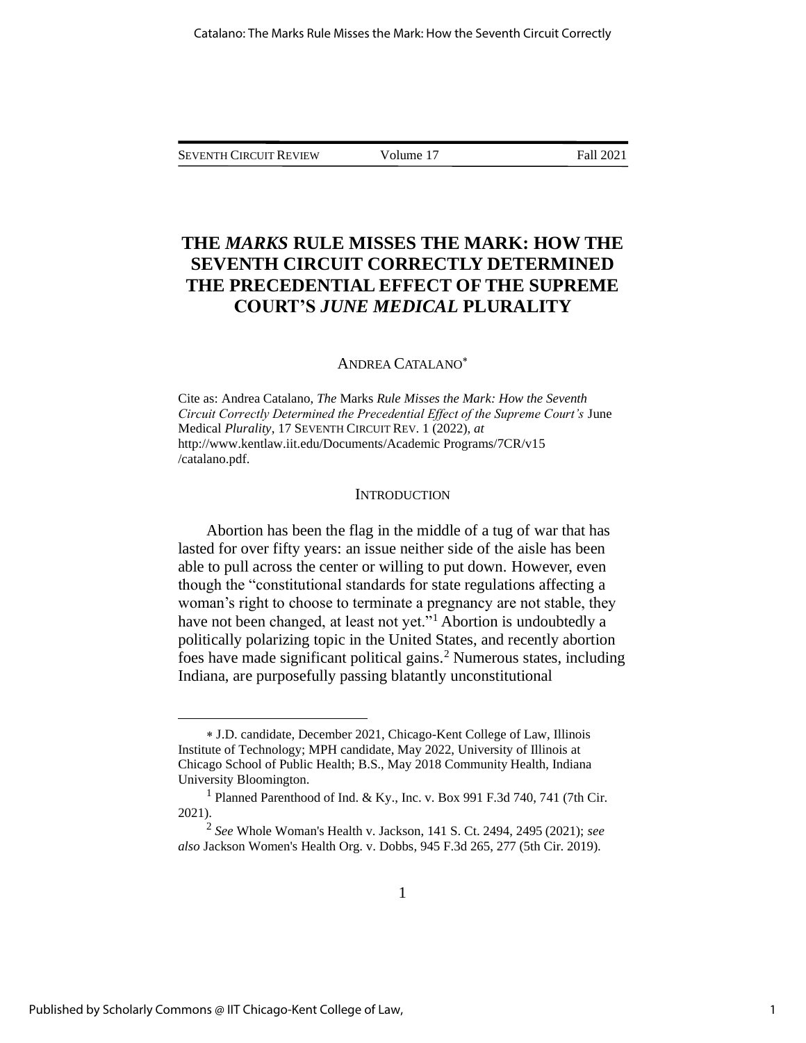# THE *MARKS* RULE MISSES THE MARK: HOW THE SEVENTH CIRCUIT CORRECTLY DETERMINED THE PRECEDENTIAL EFFECT OF THE SUPREME COURT'S *JUNE MEDICAL* PLURALITY

ANDREA CATALANO[*]

Cite as: Andrea Catalano, *The* Marks *Rule Misses the Mark: How the Seventh Circuit Correctly Determined the Precedential Effect of the Supreme Court's* June Medical *Plurality*, 17 SEVENTH CIRCUIT REV. 1 (2022), *at* http://www.kentlaw.iit.edu/Documents/Academic Programs/7CR/v15 /catalano.pdf.

## INTRODUCTION

Abortion has been the flag in the middle of a tug of war that has lasted for over fifty years: an issue neither side of the aisle has been able to pull across the center or willing to put down. However, even though the "constitutional standards for state regulations affecting a woman's right to choose to terminate a pregnancy are not stable, they have not been changed, at least not yet."[1] Abortion is undoubtedly a politically polarizing topic in the United States, and recently abortion foes have made significant political gains.[2] Numerous states, including Indiana, are purposefully passing blatantly unconstitutional

---

[*] J.D. candidate, December 2021, Chicago-Kent College of Law, Illinois Institute of Technology; MPH candidate, May 2022, University of Illinois at Chicago School of Public Health; B.S., May 2018 Community Health, Indiana University Bloomington.

[1] Planned Parenthood of Ind. & Ky., Inc. v. Box 991 F.3d 740, 741 (7th Cir. 2021).

[2] *See* Whole Woman's Health v. Jackson, 141 S. Ct. 2494, 2495 (2021); *see also* Jackson Women's Health Org. v. Dobbs, 945 F.3d 265, 277 (5th Cir. 2019).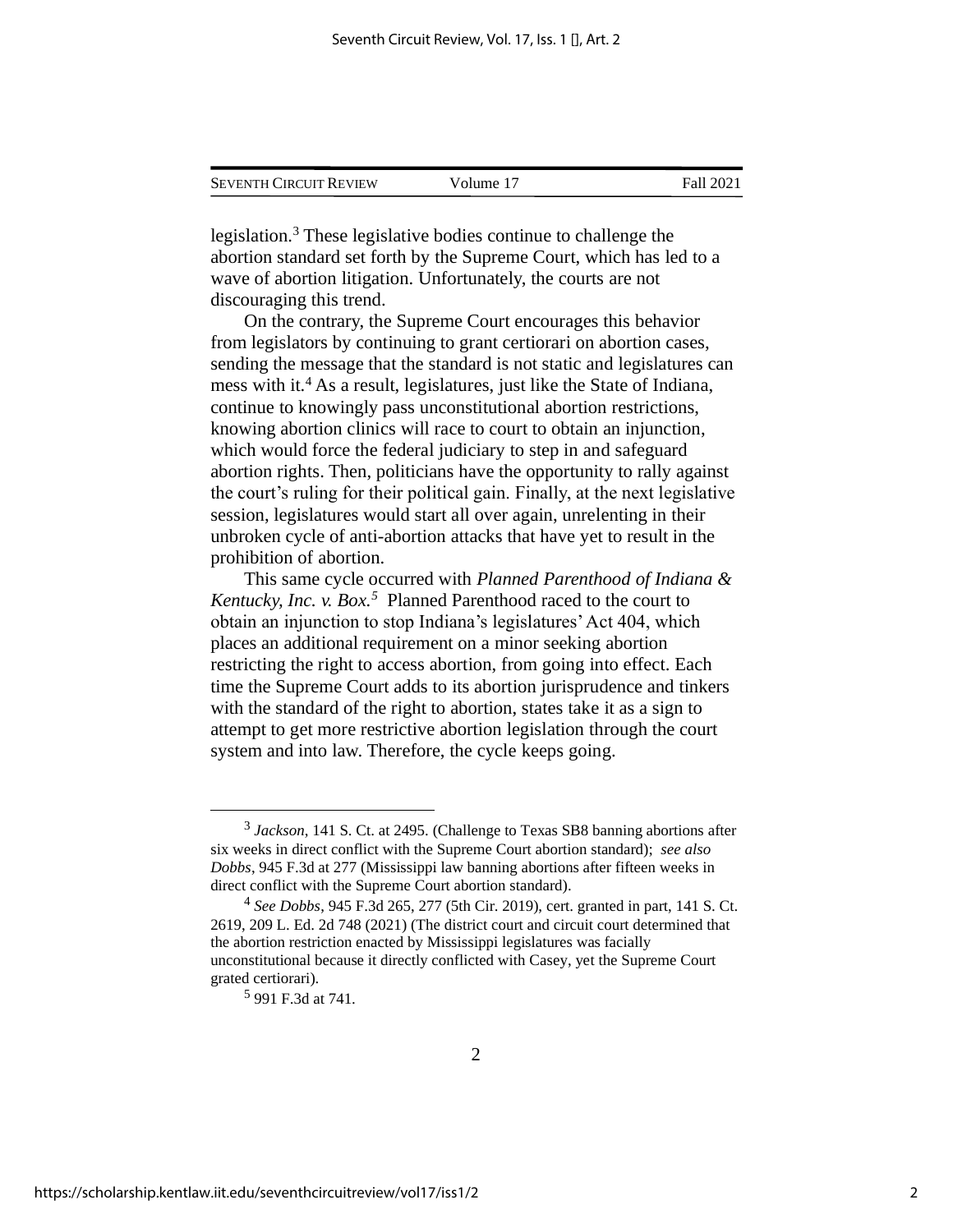legislation.[3] These legislative bodies continue to challenge the abortion standard set forth by the Supreme Court, which has led to a wave of abortion litigation. Unfortunately, the courts are not discouraging this trend.

On the contrary, the Supreme Court encourages this behavior from legislators by continuing to grant certiorari on abortion cases, sending the message that the standard is not static and legislatures can mess with it.[4] As a result, legislatures, just like the State of Indiana, continue to knowingly pass unconstitutional abortion restrictions, knowing abortion clinics will race to court to obtain an injunction, which would force the federal judiciary to step in and safeguard abortion rights. Then, politicians have the opportunity to rally against the court's ruling for their political gain. Finally, at the next legislative session, legislatures would start all over again, unrelenting in their unbroken cycle of anti-abortion attacks that have yet to result in the prohibition of abortion.

This same cycle occurred with *Planned Parenthood of Indiana & Kentucky, Inc. v. Box.*[5] Planned Parenthood raced to the court to obtain an injunction to stop Indiana's legislatures' Act 404, which places an additional requirement on a minor seeking abortion restricting the right to access abortion, from going into effect. Each time the Supreme Court adds to its abortion jurisprudence and tinkers with the standard of the right to abortion, states take it as a sign to attempt to get more restrictive abortion legislation through the court system and into law. Therefore, the cycle keeps going.

---

[3] *Jackson*, 141 S. Ct. at 2495. (Challenge to Texas SB8 banning abortions after six weeks in direct conflict with the Supreme Court abortion standard); *see also Dobbs*, 945 F.3d at 277 (Mississippi law banning abortions after fifteen weeks in direct conflict with the Supreme Court abortion standard).

[4] *See Dobbs*, 945 F.3d 265, 277 (5th Cir. 2019), cert. granted in part, 141 S. Ct. 2619, 209 L. Ed. 2d 748 (2021) (The district court and circuit court determined that the abortion restriction enacted by Mississippi legislatures was facially unconstitutional because it directly conflicted with Casey, yet the Supreme Court grated certiorari).

[5] 991 F.3d at 741.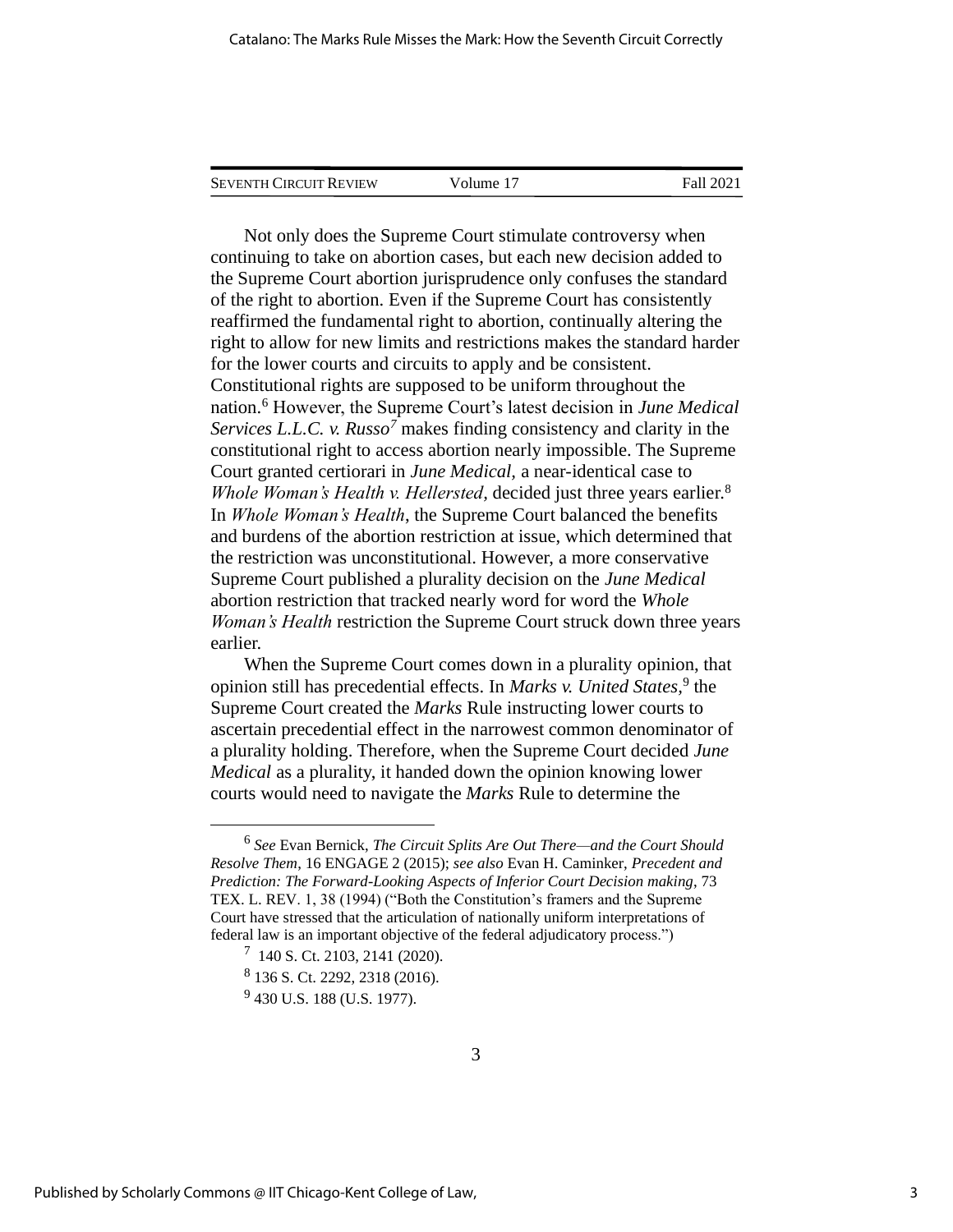Not only does the Supreme Court stimulate controversy when continuing to take on abortion cases, but each new decision added to the Supreme Court abortion jurisprudence only confuses the standard of the right to abortion. Even if the Supreme Court has consistently reaffirmed the fundamental right to abortion, continually altering the right to allow for new limits and restrictions makes the standard harder for the lower courts and circuits to apply and be consistent. Constitutional rights are supposed to be uniform throughout the nation.[6] However, the Supreme Court's latest decision in *June Medical Services L.L.C. v. Russo*[7] makes finding consistency and clarity in the constitutional right to access abortion nearly impossible. The Supreme Court granted certiorari in *June Medical,* a near-identical case to *Whole Woman's Health v. Hellersted,* decided just three years earlier.[8] In *Whole Woman's Health*, the Supreme Court balanced the benefits and burdens of the abortion restriction at issue, which determined that the restriction was unconstitutional. However, a more conservative Supreme Court published a plurality decision on the *June Medical* abortion restriction that tracked nearly word for word the *Whole Woman's Health* restriction the Supreme Court struck down three years earlier.

When the Supreme Court comes down in a plurality opinion, that opinion still has precedential effects. In *Marks v. United States*,[9] the Supreme Court created the *Marks* Rule instructing lower courts to ascertain precedential effect in the narrowest common denominator of a plurality holding. Therefore, when the Supreme Court decided *June Medical* as a plurality, it handed down the opinion knowing lower courts would need to navigate the *Marks* Rule to determine the

---

[6] *See* Evan Bernick, *The Circuit Splits Are Out There—and the Court Should Resolve Them*, 16 ENGAGE 2 (2015); *see also* Evan H. Caminker, *Precedent and Prediction: The Forward-Looking Aspects of Inferior Court Decision making*, 73 TEX. L. REV. 1, 38 (1994) ("Both the Constitution's framers and the Supreme Court have stressed that the articulation of nationally uniform interpretations of federal law is an important objective of the federal adjudicatory process.")

[7] 140 S. Ct. 2103, 2141 (2020).

[8] 136 S. Ct. 2292, 2318 (2016).

[9] 430 U.S. 188 (U.S. 1977).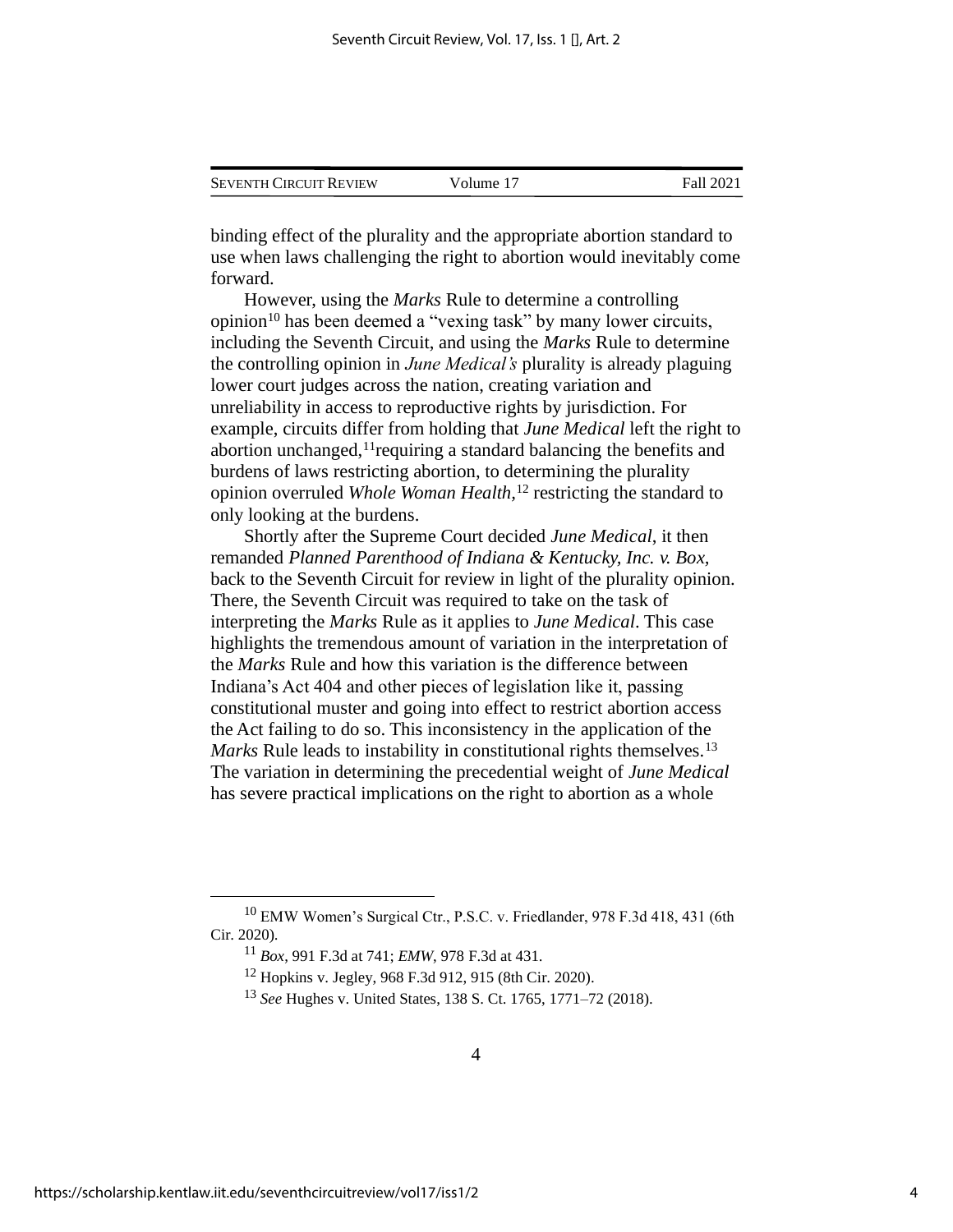binding effect of the plurality and the appropriate abortion standard to use when laws challenging the right to abortion would inevitably come forward.

However, using the *Marks* Rule to determine a controlling opinion[10] has been deemed a "vexing task" by many lower circuits, including the Seventh Circuit, and using the *Marks* Rule to determine the controlling opinion in *June Medical's* plurality is already plaguing lower court judges across the nation, creating variation and unreliability in access to reproductive rights by jurisdiction. For example, circuits differ from holding that *June Medical* left the right to abortion unchanged,[11]requiring a standard balancing the benefits and burdens of laws restricting abortion, to determining the plurality opinion overruled *Whole Woman Health*,[12] restricting the standard to only looking at the burdens.

Shortly after the Supreme Court decided *June Medical*, it then remanded *Planned Parenthood of Indiana & Kentucky, Inc. v. Box*, back to the Seventh Circuit for review in light of the plurality opinion. There, the Seventh Circuit was required to take on the task of interpreting the *Marks* Rule as it applies to *June Medical*. This case highlights the tremendous amount of variation in the interpretation of the *Marks* Rule and how this variation is the difference between Indiana's Act 404 and other pieces of legislation like it, passing constitutional muster and going into effect to restrict abortion access the Act failing to do so. This inconsistency in the application of the *Marks* Rule leads to instability in constitutional rights themselves.[13] The variation in determining the precedential weight of *June Medical* has severe practical implications on the right to abortion as a whole

---

[10] EMW Women's Surgical Ctr., P.S.C. v. Friedlander, 978 F.3d 418, 431 (6th Cir. 2020).

[11] *Box*, 991 F.3d at 741; *EMW*, 978 F.3d at 431.

[12] Hopkins v. Jegley, 968 F.3d 912, 915 (8th Cir. 2020).

[13] *See* Hughes v. United States, 138 S. Ct. 1765, 1771–72 (2018).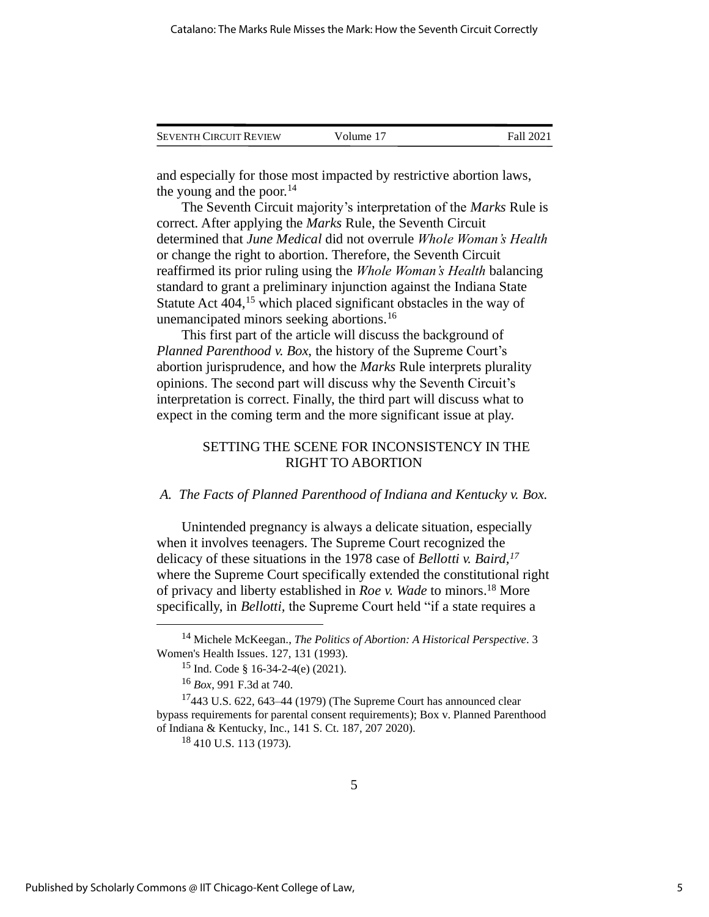and especially for those most impacted by restrictive abortion laws, the young and the poor.[14]

The Seventh Circuit majority's interpretation of the *Marks* Rule is correct. After applying the *Marks* Rule, the Seventh Circuit determined that *June Medical* did not overrule *Whole Woman's Health* or change the right to abortion. Therefore, the Seventh Circuit reaffirmed its prior ruling using the *Whole Woman's Health* balancing standard to grant a preliminary injunction against the Indiana State Statute Act 404,[15] which placed significant obstacles in the way of unemancipated minors seeking abortions.[16]

This first part of the article will discuss the background of *Planned Parenthood v. Box*, the history of the Supreme Court's abortion jurisprudence, and how the *Marks* Rule interprets plurality opinions. The second part will discuss why the Seventh Circuit's interpretation is correct. Finally, the third part will discuss what to expect in the coming term and the more significant issue at play.

## SETTING THE SCENE FOR INCONSISTENCY IN THE RIGHT TO ABORTION

### *A. The Facts of Planned Parenthood of Indiana and Kentucky v. Box.*

Unintended pregnancy is always a delicate situation, especially when it involves teenagers. The Supreme Court recognized the delicacy of these situations in the 1978 case of *Bellotti v. Baird*,[17] where the Supreme Court specifically extended the constitutional right of privacy and liberty established in *Roe v. Wade* to minors.[18] More specifically, in *Bellotti*, the Supreme Court held "if a state requires a

---

[14] Michele McKeegan., *The Politics of Abortion: A Historical Perspective*. 3 Women's Health Issues. 127, 131 (1993).

[15] Ind. Code § 16-34-2-4(e) (2021).

[16] *Box*, 991 F.3d at 740.

[17] 443 U.S. 622, 643–44 (1979) (The Supreme Court has announced clear bypass requirements for parental consent requirements); Box v. Planned Parenthood of Indiana & Kentucky, Inc., 141 S. Ct. 187, 207 2020).

[18] 410 U.S. 113 (1973).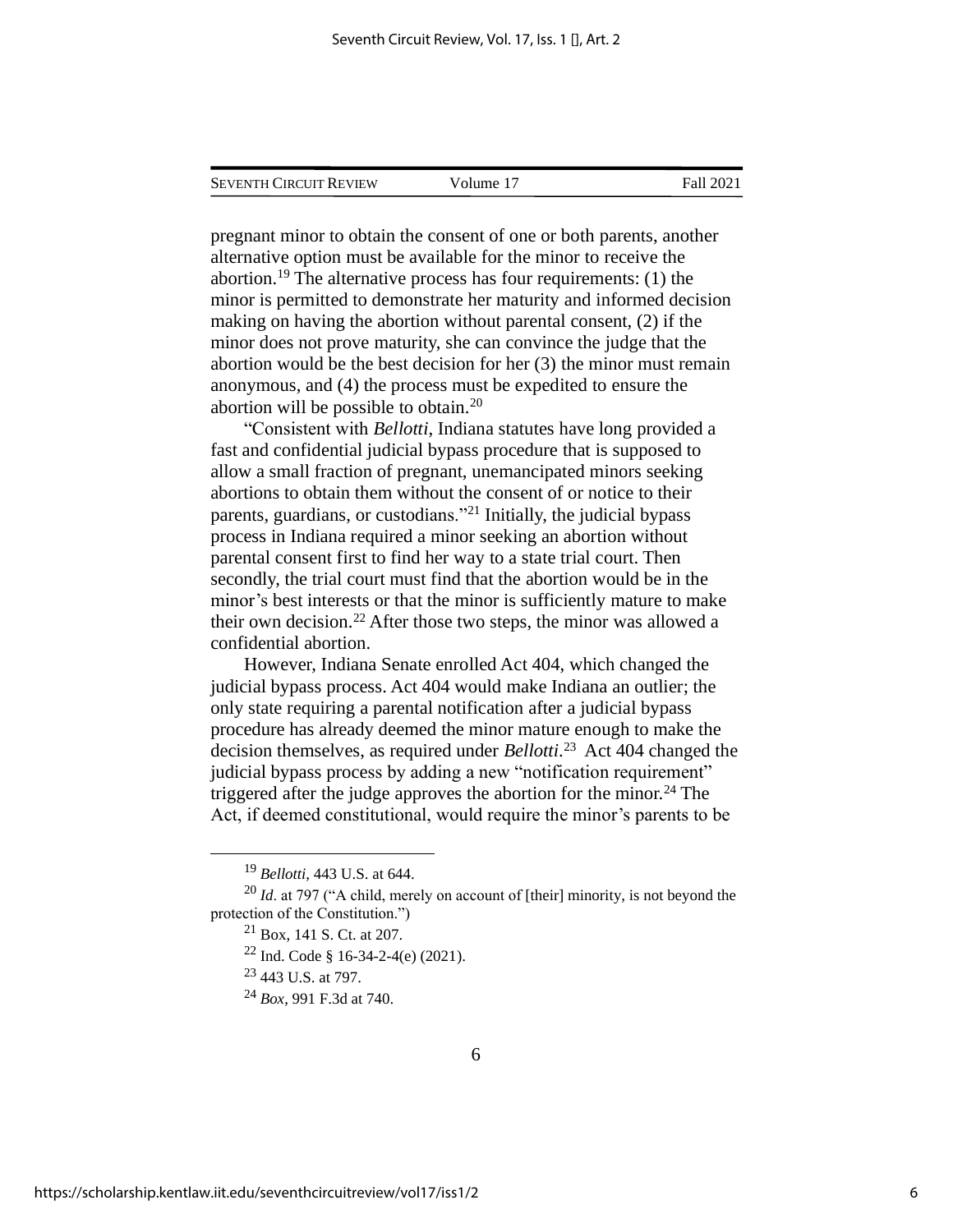pregnant minor to obtain the consent of one or both parents, another alternative option must be available for the minor to receive the abortion.[19] The alternative process has four requirements: (1) the minor is permitted to demonstrate her maturity and informed decision making on having the abortion without parental consent, (2) if the minor does not prove maturity, she can convince the judge that the abortion would be the best decision for her (3) the minor must remain anonymous, and (4) the process must be expedited to ensure the abortion will be possible to obtain.[20]

"Consistent with *Bellotti*, Indiana statutes have long provided a fast and confidential judicial bypass procedure that is supposed to allow a small fraction of pregnant, unemancipated minors seeking abortions to obtain them without the consent of or notice to their parents, guardians, or custodians."[21] Initially, the judicial bypass process in Indiana required a minor seeking an abortion without parental consent first to find her way to a state trial court. Then secondly, the trial court must find that the abortion would be in the minor's best interests or that the minor is sufficiently mature to make their own decision.[22] After those two steps, the minor was allowed a confidential abortion.

However, Indiana Senate enrolled Act 404, which changed the judicial bypass process. Act 404 would make Indiana an outlier; the only state requiring a parental notification after a judicial bypass procedure has already deemed the minor mature enough to make the decision themselves, as required under *Bellotti*.[23] Act 404 changed the judicial bypass process by adding a new "notification requirement" triggered after the judge approves the abortion for the minor.[24] The Act, if deemed constitutional, would require the minor's parents to be

---

[19] *Bellotti*, 443 U.S. at 644.

[20] *Id*. at 797 ("A child, merely on account of [their] minority, is not beyond the protection of the Constitution.")

[21] Box, 141 S. Ct. at 207.

[22] Ind. Code § 16-34-2-4(e) (2021).

[23] 443 U.S. at 797.

[24] *Box*, 991 F.3d at 740.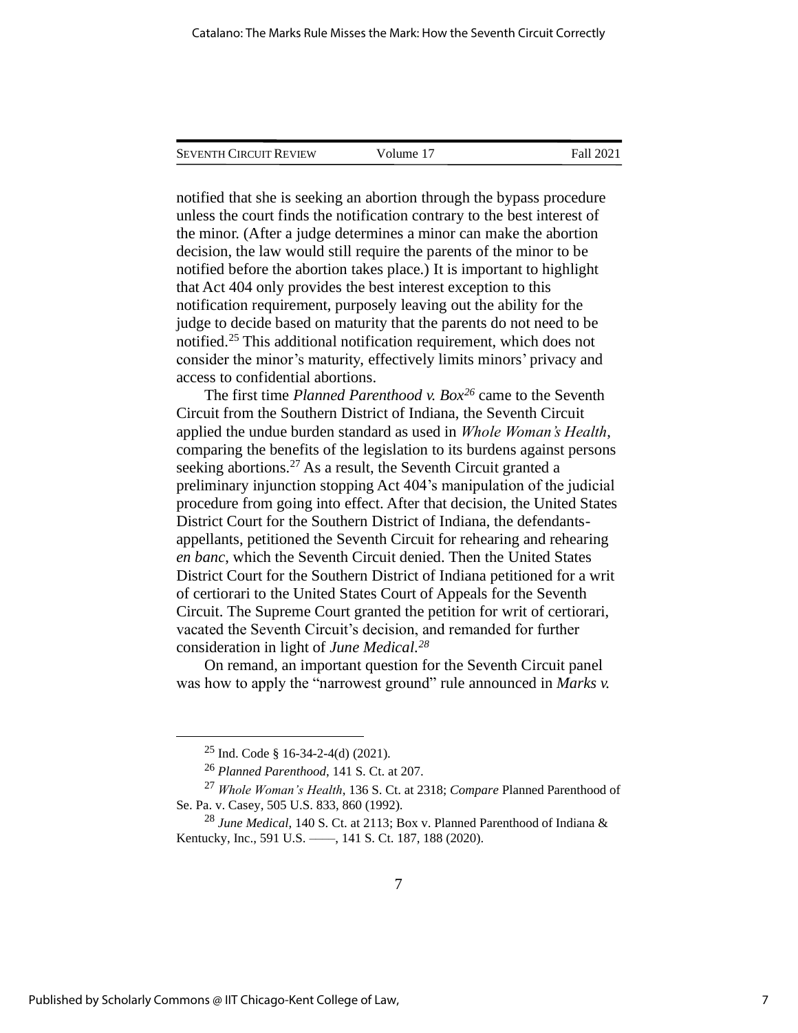notified that she is seeking an abortion through the bypass procedure unless the court finds the notification contrary to the best interest of the minor. (After a judge determines a minor can make the abortion decision, the law would still require the parents of the minor to be notified before the abortion takes place.) It is important to highlight that Act 404 only provides the best interest exception to this notification requirement, purposely leaving out the ability for the judge to decide based on maturity that the parents do not need to be notified.[25] This additional notification requirement, which does not consider the minor's maturity, effectively limits minors' privacy and access to confidential abortions.

The first time *Planned Parenthood v. Box*[26] came to the Seventh Circuit from the Southern District of Indiana, the Seventh Circuit applied the undue burden standard as used in *Whole Woman's Health*, comparing the benefits of the legislation to its burdens against persons seeking abortions.[27] As a result, the Seventh Circuit granted a preliminary injunction stopping Act 404's manipulation of the judicial procedure from going into effect. After that decision, the United States District Court for the Southern District of Indiana, the defendants-appellants, petitioned the Seventh Circuit for rehearing and rehearing *en banc*, which the Seventh Circuit denied. Then the United States District Court for the Southern District of Indiana petitioned for a writ of certiorari to the United States Court of Appeals for the Seventh Circuit. The Supreme Court granted the petition for writ of certiorari, vacated the Seventh Circuit's decision, and remanded for further consideration in light of *June Medical*.[28]

On remand, an important question for the Seventh Circuit panel was how to apply the "narrowest ground" rule announced in *Marks v.*

---

[25] Ind. Code § 16-34-2-4(d) (2021).

[26] *Planned Parenthood*, 141 S. Ct. at 207.

[27] *Whole Woman's Health*, 136 S. Ct. at 2318; *Compare* Planned Parenthood of Se. Pa. v. Casey, 505 U.S. 833, 860 (1992).

[28] *June Medical*, 140 S. Ct. at 2113; Box v. Planned Parenthood of Indiana & Kentucky, Inc., 591 U.S. ——, 141 S. Ct. 187, 188 (2020).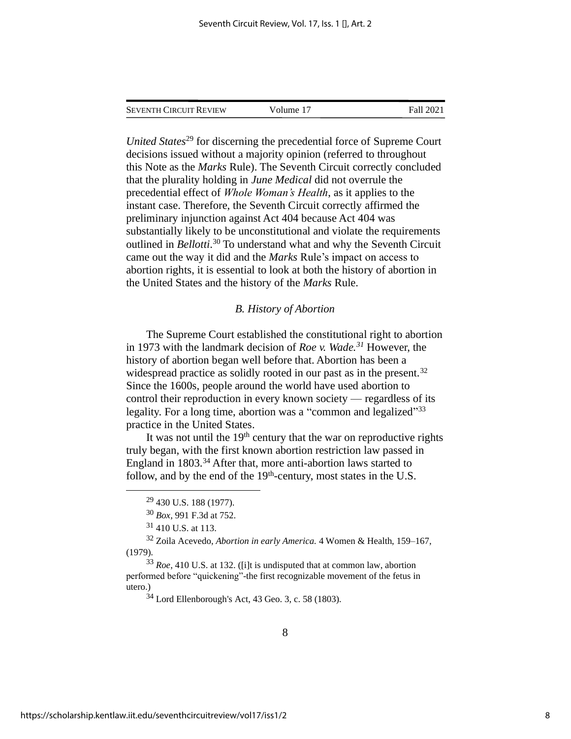*United States*[29] for discerning the precedential force of Supreme Court decisions issued without a majority opinion (referred to throughout this Note as the *Marks* Rule). The Seventh Circuit correctly concluded that the plurality holding in *June Medical* did not overrule the precedential effect of *Whole Woman's Health*, as it applies to the instant case. Therefore, the Seventh Circuit correctly affirmed the preliminary injunction against Act 404 because Act 404 was substantially likely to be unconstitutional and violate the requirements outlined in *Bellotti*.[30] To understand what and why the Seventh Circuit came out the way it did and the *Marks* Rule's impact on access to abortion rights, it is essential to look at both the history of abortion in the United States and the history of the *Marks* Rule.

### *B. History of Abortion*

The Supreme Court established the constitutional right to abortion in 1973 with the landmark decision of *Roe v. Wade.*[31] However, the history of abortion began well before that. Abortion has been a widespread practice as solidly rooted in our past as in the present.[32] Since the 1600s, people around the world have used abortion to control their reproduction in every known society — regardless of its legality. For a long time, abortion was a "common and legalized"[33] practice in the United States.

It was not until the 19th century that the war on reproductive rights truly began, with the first known abortion restriction law passed in England in 1803.[34] After that, more anti-abortion laws started to follow, and by the end of the 19th-century, most states in the U.S.

---

[29] 430 U.S. 188 (1977).

[30] *Box*, 991 F.3d at 752.

[31] 410 U.S. at 113.

[32] Zoila Acevedo, *Abortion in early America.* 4 Women & Health, 159–167, (1979).

[33] *Roe*, 410 U.S. at 132. ([i]t is undisputed that at common law, abortion performed before "quickening"-the first recognizable movement of the fetus in utero.)

[34] Lord Ellenborough's Act, 43 Geo. 3, c. 58 (1803).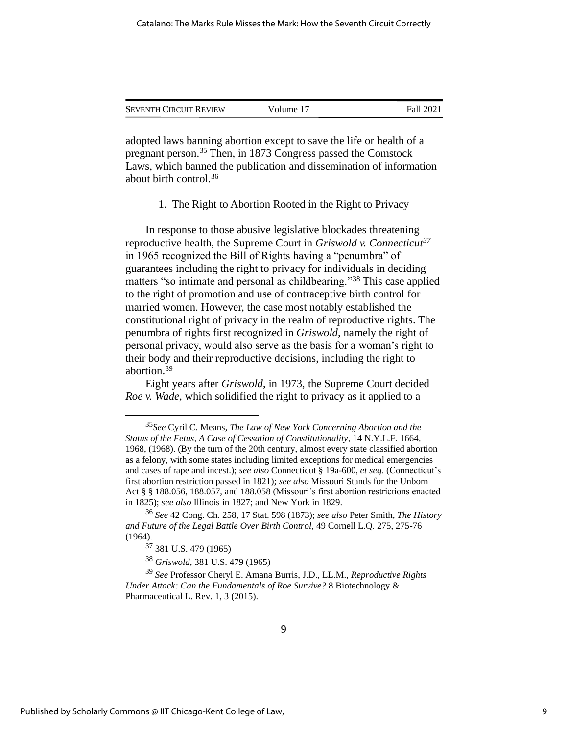adopted laws banning abortion except to save the life or health of a pregnant person.[35] Then, in 1873 Congress passed the Comstock Laws, which banned the publication and dissemination of information about birth control.[36]

### 1. The Right to Abortion Rooted in the Right to Privacy

In response to those abusive legislative blockades threatening reproductive health, the Supreme Court in *Griswold v. Connecticut*[37] in 1965 recognized the Bill of Rights having a "penumbra" of guarantees including the right to privacy for individuals in deciding matters "so intimate and personal as childbearing."[38] This case applied to the right of promotion and use of contraceptive birth control for married women. However, the case most notably established the constitutional right of privacy in the realm of reproductive rights. The penumbra of rights first recognized in *Griswold*, namely the right of personal privacy, would also serve as the basis for a woman's right to their body and their reproductive decisions, including the right to abortion.[39]

Eight years after *Griswold*, in 1973, the Supreme Court decided *Roe v. Wade*, which solidified the right to privacy as it applied to a

---

[35] *See* Cyril C. Means, *The Law of New York Concerning Abortion and the Status of the Fetus, A Case of Cessation of Constitutionality*, 14 N.Y.L.F. 1664, 1968, (1968). (By the turn of the 20th century, almost every state classified abortion as a felony, with some states including limited exceptions for medical emergencies and cases of rape and incest.); *see also* Connecticut § 19a-600, *et seq*. (Connecticut's first abortion restriction passed in 1821); *see also* Missouri Stands for the Unborn Act § § 188.056, 188.057, and 188.058 (Missouri's first abortion restrictions enacted in 1825); *see also* Illinois in 1827; and New York in 1829.

[36] *See* 42 Cong. Ch. 258, 17 Stat. 598 (1873); *see also* Peter Smith, *The History and Future of the Legal Battle Over Birth Control*, 49 Cornell L.Q. 275, 275-76 (1964).

[37] 381 U.S. 479 (1965)

[38] *Griswold*, 381 U.S. 479 (1965)

[39] *See* Professor Cheryl E. Amana Burris, J.D., LL.M., *Reproductive Rights Under Attack: Can the Fundamentals of Roe Survive?* 8 Biotechnology & Pharmaceutical L. Rev. 1, 3 (2015).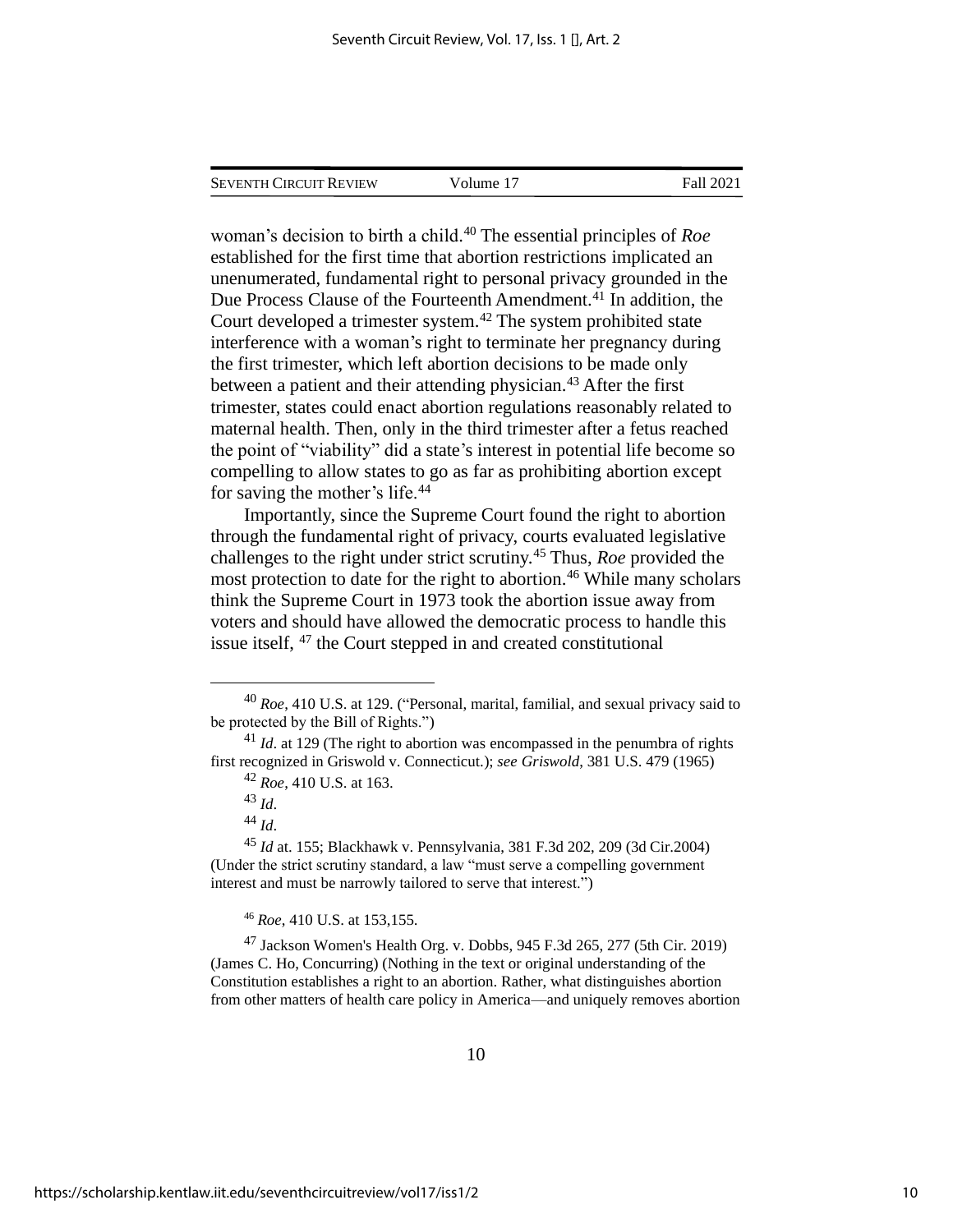woman's decision to birth a child.[40] The essential principles of *Roe* established for the first time that abortion restrictions implicated an unenumerated, fundamental right to personal privacy grounded in the Due Process Clause of the Fourteenth Amendment.[41] In addition, the Court developed a trimester system.[42] The system prohibited state interference with a woman's right to terminate her pregnancy during the first trimester, which left abortion decisions to be made only between a patient and their attending physician.[43] After the first trimester, states could enact abortion regulations reasonably related to maternal health. Then, only in the third trimester after a fetus reached the point of "viability" did a state's interest in potential life become so compelling to allow states to go as far as prohibiting abortion except for saving the mother's life.[44]

Importantly, since the Supreme Court found the right to abortion through the fundamental right of privacy, courts evaluated legislative challenges to the right under strict scrutiny.[45] Thus, *Roe* provided the most protection to date for the right to abortion.[46] While many scholars think the Supreme Court in 1973 took the abortion issue away from voters and should have allowed the democratic process to handle this issue itself, [47] the Court stepped in and created constitutional

---

[40] *Roe*, 410 U.S. at 129. ("Personal, marital, familial, and sexual privacy said to be protected by the Bill of Rights.")

[41] *Id*. at 129 (The right to abortion was encompassed in the penumbra of rights first recognized in Griswold v. Connecticut.); *see Griswold*, 381 U.S. 479 (1965)

[42] *Roe*, 410 U.S. at 163.

[43] *Id*.

[44] *Id*.

[45] *Id* at. 155; Blackhawk v. Pennsylvania, 381 F.3d 202, 209 (3d Cir.2004) (Under the strict scrutiny standard, a law "must serve a compelling government interest and must be narrowly tailored to serve that interest.")

[46] *Roe*, 410 U.S. at 153,155.

[47] Jackson Women's Health Org. v. Dobbs, 945 F.3d 265, 277 (5th Cir. 2019) (James C. Ho, Concurring) (Nothing in the text or original understanding of the Constitution establishes a right to an abortion. Rather, what distinguishes abortion from other matters of health care policy in America—and uniquely removes abortion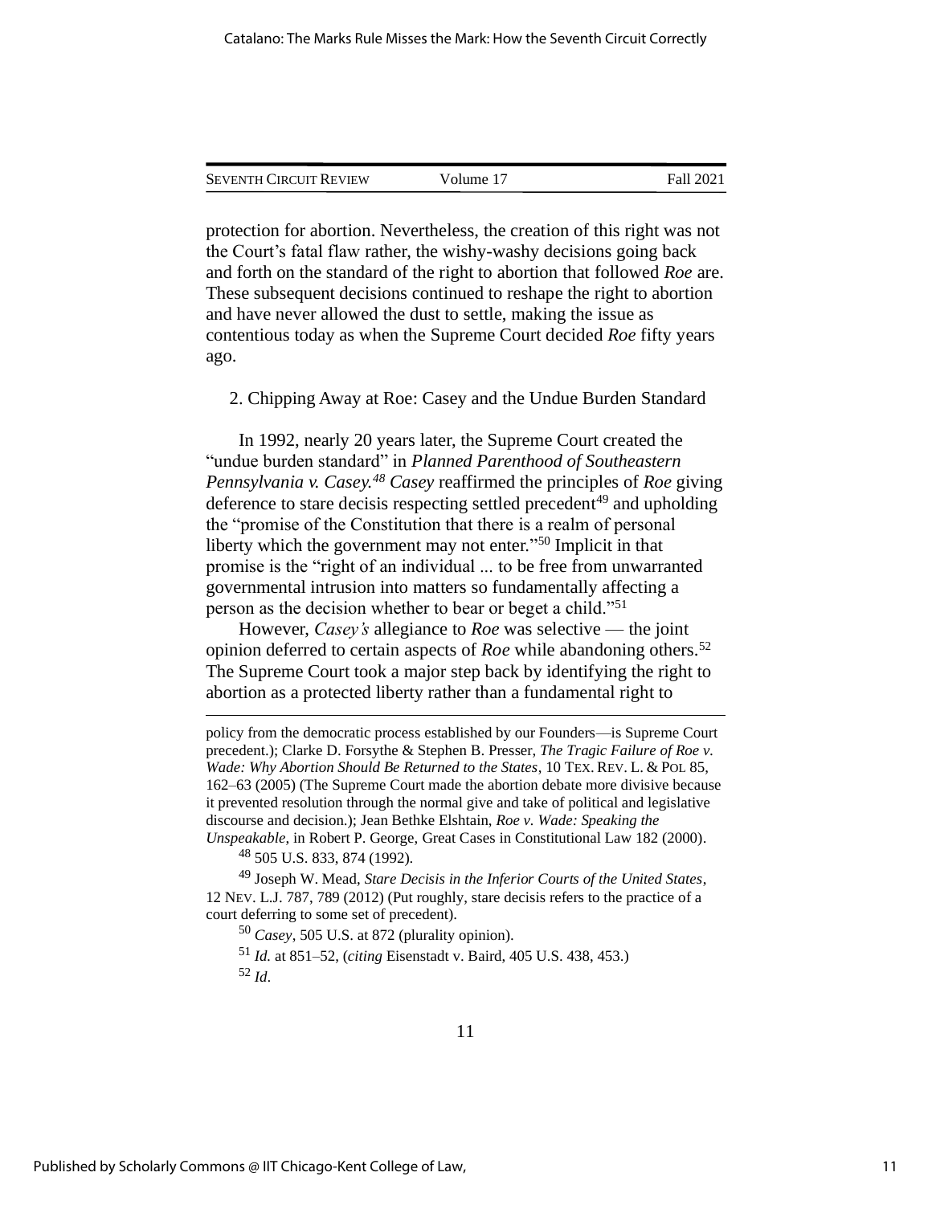protection for abortion. Nevertheless, the creation of this right was not the Court's fatal flaw rather, the wishy-washy decisions going back and forth on the standard of the right to abortion that followed *Roe* are. These subsequent decisions continued to reshape the right to abortion and have never allowed the dust to settle, making the issue as contentious today as when the Supreme Court decided *Roe* fifty years ago.

2. Chipping Away at Roe: Casey and the Undue Burden Standard

In 1992, nearly 20 years later, the Supreme Court created the "undue burden standard" in *Planned Parenthood of Southeastern Pennsylvania v. Casey.*[48] *Casey* reaffirmed the principles of *Roe* giving deference to stare decisis respecting settled precedent[49] and upholding the "promise of the Constitution that there is a realm of personal liberty which the government may not enter."[50] Implicit in that promise is the "right of an individual ... to be free from unwarranted governmental intrusion into matters so fundamentally affecting a person as the decision whether to bear or beget a child."[51]

However, *Casey's* allegiance to *Roe* was selective — the joint opinion deferred to certain aspects of *Roe* while abandoning others.[52] The Supreme Court took a major step back by identifying the right to abortion as a protected liberty rather than a fundamental right to

---

policy from the democratic process established by our Founders—is Supreme Court precedent.); Clarke D. Forsythe & Stephen B. Presser, *The Tragic Failure of Roe v. Wade: Why Abortion Should Be Returned to the States*, 10 TEX. REV. L. & POL 85, 162–63 (2005) (The Supreme Court made the abortion debate more divisive because it prevented resolution through the normal give and take of political and legislative discourse and decision.); Jean Bethke Elshtain, *Roe v. Wade: Speaking the Unspeakable*, in Robert P. George, Great Cases in Constitutional Law 182 (2000).

[48] 505 U.S. 833, 874 (1992).

[49] Joseph W. Mead, *Stare Decisis in the Inferior Courts of the United States*, 12 NEV. L.J. 787, 789 (2012) (Put roughly, stare decisis refers to the practice of a court deferring to some set of precedent).

[50] *Casey*, 505 U.S. at 872 (plurality opinion).

[51] *Id.* at 851–52, (*citing* Eisenstadt v. Baird, 405 U.S. 438, 453.)

[52] *Id*.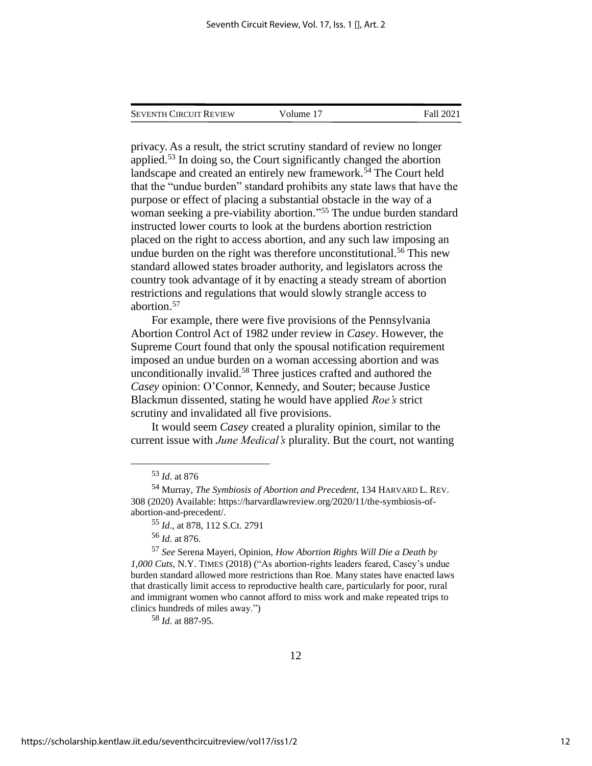privacy. As a result, the strict scrutiny standard of review no longer applied.[53] In doing so, the Court significantly changed the abortion landscape and created an entirely new framework.[54] The Court held that the "undue burden" standard prohibits any state laws that have the purpose or effect of placing a substantial obstacle in the way of a woman seeking a pre-viability abortion."[55] The undue burden standard instructed lower courts to look at the burdens abortion restriction placed on the right to access abortion, and any such law imposing an undue burden on the right was therefore unconstitutional.[56] This new standard allowed states broader authority, and legislators across the country took advantage of it by enacting a steady stream of abortion restrictions and regulations that would slowly strangle access to abortion.[57]

For example, there were five provisions of the Pennsylvania Abortion Control Act of 1982 under review in *Casey*. However, the Supreme Court found that only the spousal notification requirement imposed an undue burden on a woman accessing abortion and was unconditionally invalid.[58] Three justices crafted and authored the *Casey* opinion: O'Connor, Kennedy, and Souter; because Justice Blackmun dissented, stating he would have applied *Roe's* strict scrutiny and invalidated all five provisions.

It would seem *Casey* created a plurality opinion, similar to the current issue with *June Medical's* plurality. But the court, not wanting

---

[53] *Id*. at 876

[54] Murray, *The Symbiosis of Abortion and Precedent*, 134 HARVARD L. REV. 308 (2020) Available: https://harvardlawreview.org/2020/11/the-symbiosis-of-abortion-and-precedent/.

[55] *Id*., at 878, 112 S.Ct. 2791

[56] *Id*. at 876.

[57] *See* Serena Mayeri, Opinion, *How Abortion Rights Will Die a Death by 1,000 Cuts*, N.Y. TIMES (2018) ("As abortion-rights leaders feared, Casey's undue burden standard allowed more restrictions than Roe. Many states have enacted laws that drastically limit access to reproductive health care, particularly for poor, rural and immigrant women who cannot afford to miss work and make repeated trips to clinics hundreds of miles away.")

[58] *Id*. at 887-95.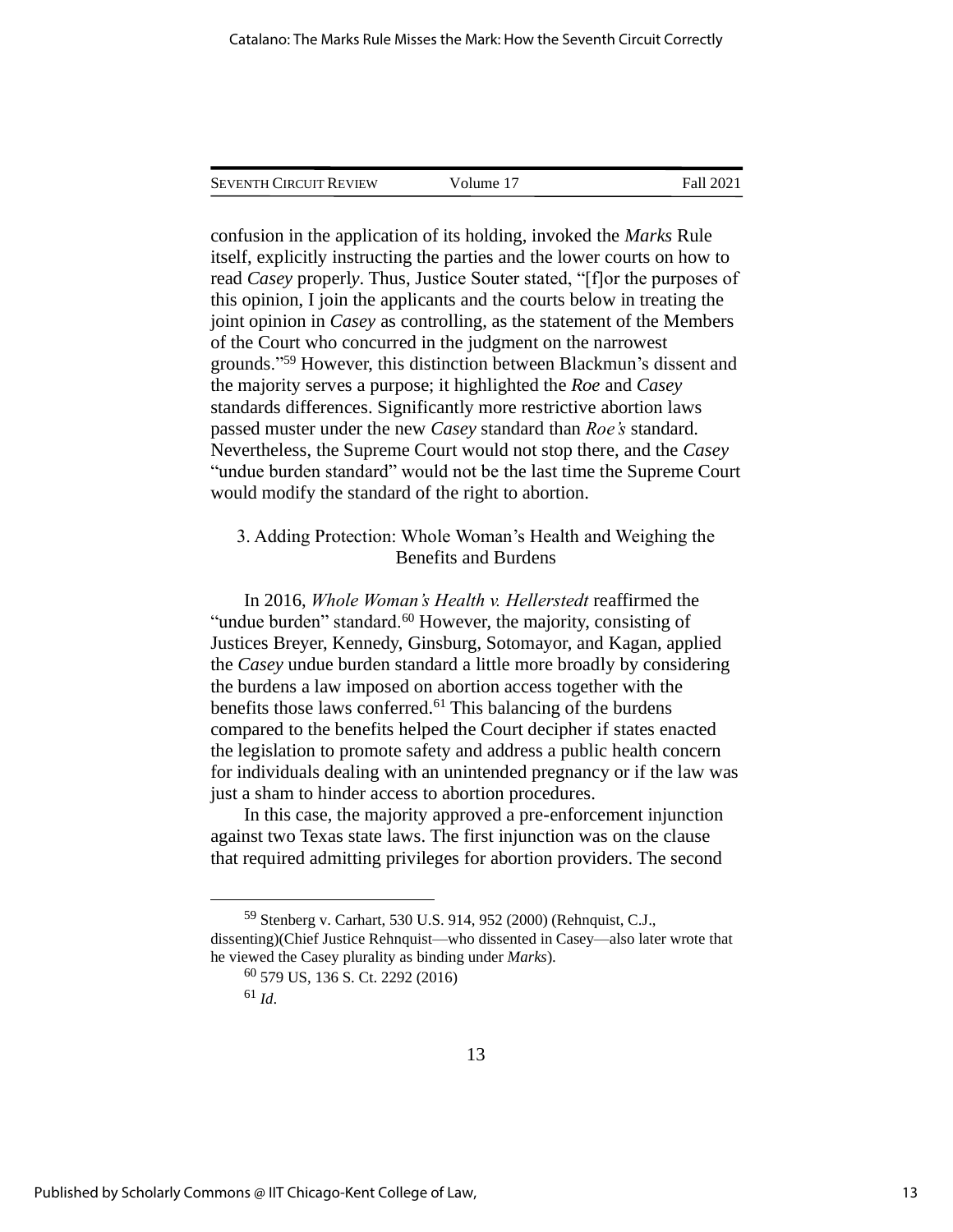confusion in the application of its holding, invoked the *Marks* Rule itself, explicitly instructing the parties and the lower courts on how to read *Casey* properly. Thus, Justice Souter stated, "[f]or the purposes of this opinion, I join the applicants and the courts below in treating the joint opinion in *Casey* as controlling, as the statement of the Members of the Court who concurred in the judgment on the narrowest grounds."[59] However, this distinction between Blackmun's dissent and the majority serves a purpose; it highlighted the *Roe* and *Casey* standards differences. Significantly more restrictive abortion laws passed muster under the new *Casey* standard than *Roe's* standard. Nevertheless, the Supreme Court would not stop there, and the *Casey* "undue burden standard" would not be the last time the Supreme Court would modify the standard of the right to abortion.

### 3. Adding Protection: Whole Woman's Health and Weighing the Benefits and Burdens

In 2016, *Whole Woman's Health v. Hellerstedt* reaffirmed the "undue burden" standard.[60] However, the majority, consisting of Justices Breyer, Kennedy, Ginsburg, Sotomayor, and Kagan, applied the *Casey* undue burden standard a little more broadly by considering the burdens a law imposed on abortion access together with the benefits those laws conferred.[61] This balancing of the burdens compared to the benefits helped the Court decipher if states enacted the legislation to promote safety and address a public health concern for individuals dealing with an unintended pregnancy or if the law was just a sham to hinder access to abortion procedures.

In this case, the majority approved a pre-enforcement injunction against two Texas state laws. The first injunction was on the clause that required admitting privileges for abortion providers. The second

---

[59] Stenberg v. Carhart, 530 U.S. 914, 952 (2000) (Rehnquist, C.J., dissenting)(Chief Justice Rehnquist—who dissented in Casey—also later wrote that he viewed the Casey plurality as binding under *Marks*).

[60] 579 US, 136 S. Ct. 2292 (2016)

[61] *Id*.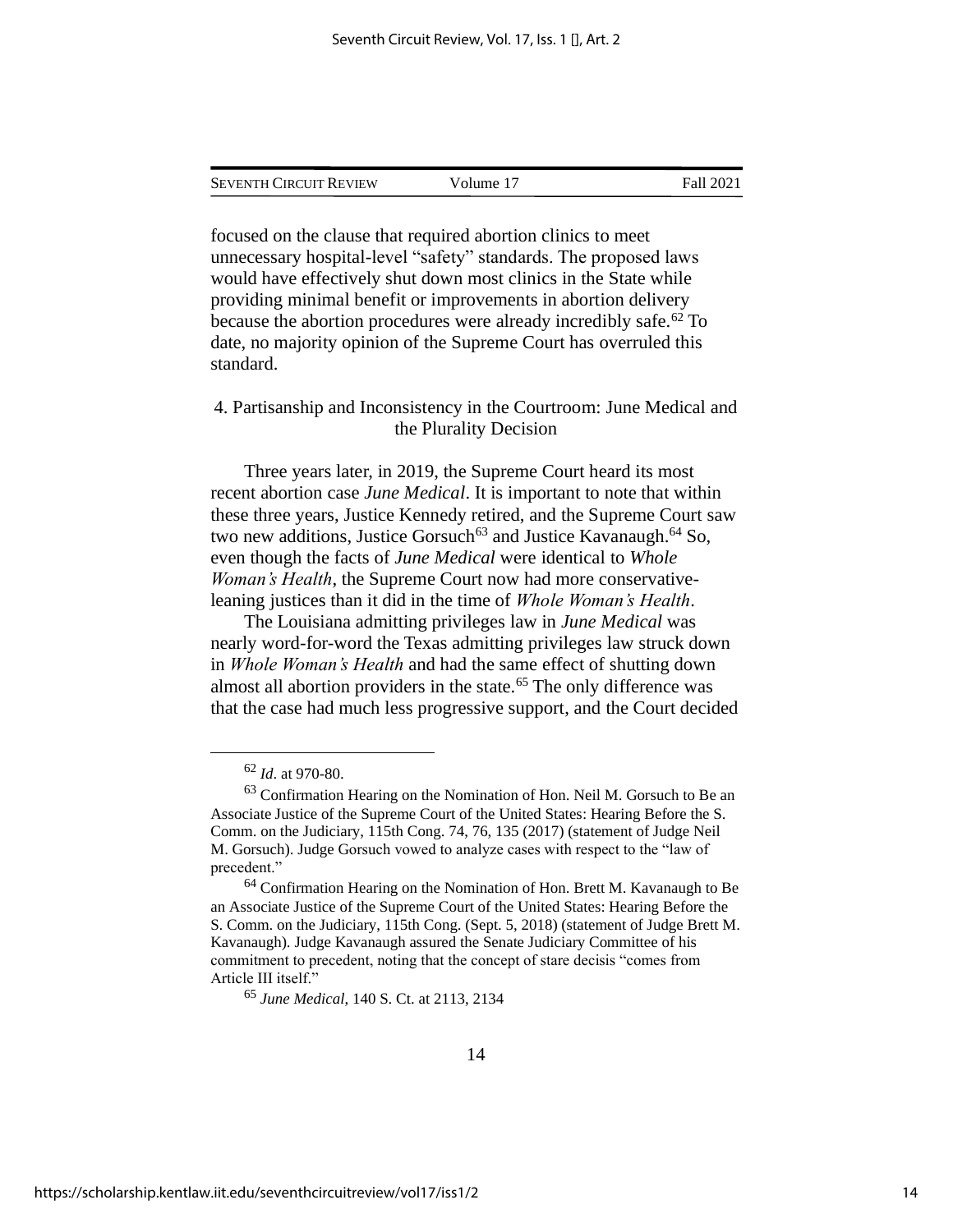focused on the clause that required abortion clinics to meet unnecessary hospital-level "safety" standards. The proposed laws would have effectively shut down most clinics in the State while providing minimal benefit or improvements in abortion delivery because the abortion procedures were already incredibly safe.[62] To date, no majority opinion of the Supreme Court has overruled this standard.

### 4. Partisanship and Inconsistency in the Courtroom: June Medical and the Plurality Decision

Three years later, in 2019, the Supreme Court heard its most recent abortion case *June Medical*. It is important to note that within these three years, Justice Kennedy retired, and the Supreme Court saw two new additions, Justice Gorsuch[63] and Justice Kavanaugh.[64] So, even though the facts of *June Medical* were identical to *Whole Woman's Health*, the Supreme Court now had more conservative-leaning justices than it did in the time of *Whole Woman's Health*.

The Louisiana admitting privileges law in *June Medical* was nearly word-for-word the Texas admitting privileges law struck down in *Whole Woman's Health* and had the same effect of shutting down almost all abortion providers in the state.[65] The only difference was that the case had much less progressive support, and the Court decided

---

[62] *Id*. at 970-80.

[63] Confirmation Hearing on the Nomination of Hon. Neil M. Gorsuch to Be an Associate Justice of the Supreme Court of the United States: Hearing Before the S. Comm. on the Judiciary, 115th Cong. 74, 76, 135 (2017) (statement of Judge Neil M. Gorsuch). Judge Gorsuch vowed to analyze cases with respect to the "law of precedent."

[64] Confirmation Hearing on the Nomination of Hon. Brett M. Kavanaugh to Be an Associate Justice of the Supreme Court of the United States: Hearing Before the S. Comm. on the Judiciary, 115th Cong. (Sept. 5, 2018) (statement of Judge Brett M. Kavanaugh). Judge Kavanaugh assured the Senate Judiciary Committee of his commitment to precedent, noting that the concept of stare decisis "comes from Article III itself."

[65] *June Medical*, 140 S. Ct. at 2113, 2134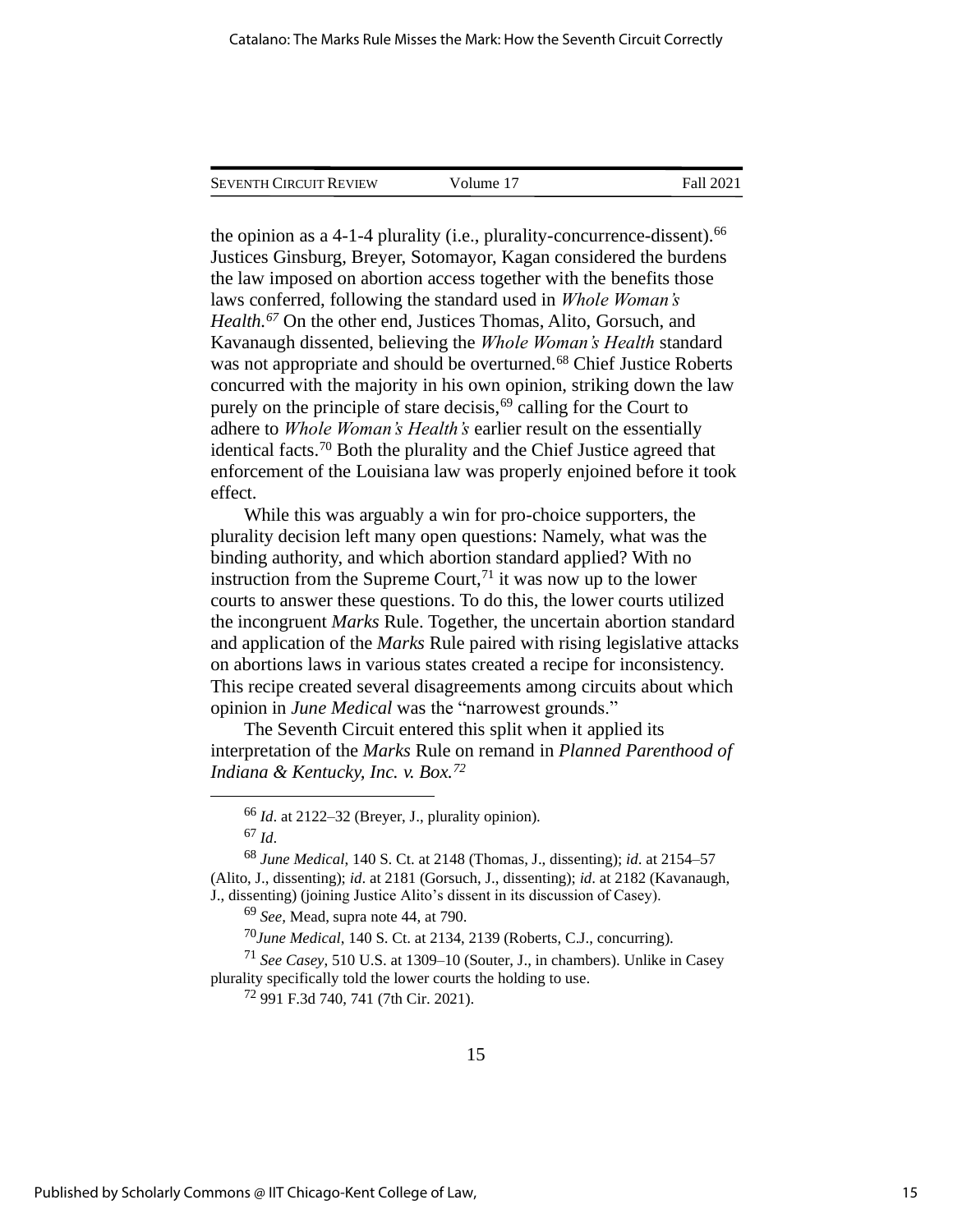the opinion as a 4-1-4 plurality (i.e., plurality-concurrence-dissent).[66] Justices Ginsburg, Breyer, Sotomayor, Kagan considered the burdens the law imposed on abortion access together with the benefits those laws conferred, following the standard used in *Whole Woman's Health.*[67] On the other end, Justices Thomas, Alito, Gorsuch, and Kavanaugh dissented, believing the *Whole Woman's Health* standard was not appropriate and should be overturned.[68] Chief Justice Roberts concurred with the majority in his own opinion, striking down the law purely on the principle of stare decisis,[69] calling for the Court to adhere to *Whole Woman's Health's* earlier result on the essentially identical facts.[70] Both the plurality and the Chief Justice agreed that enforcement of the Louisiana law was properly enjoined before it took effect.

While this was arguably a win for pro-choice supporters, the plurality decision left many open questions: Namely, what was the binding authority, and which abortion standard applied? With no instruction from the Supreme Court,[71] it was now up to the lower courts to answer these questions. To do this, the lower courts utilized the incongruent *Marks* Rule. Together, the uncertain abortion standard and application of the *Marks* Rule paired with rising legislative attacks on abortions laws in various states created a recipe for inconsistency. This recipe created several disagreements among circuits about which opinion in *June Medical* was the "narrowest grounds."

The Seventh Circuit entered this split when it applied its interpretation of the *Marks* Rule on remand in *Planned Parenthood of Indiana & Kentucky, Inc. v. Box.*[72]

---

[66] *Id*. at 2122–32 (Breyer, J., plurality opinion).

[67] *Id*.

[68] *June Medical*, 140 S. Ct. at 2148 (Thomas, J., dissenting); *id*. at 2154–57 (Alito, J., dissenting); *id*. at 2181 (Gorsuch, J., dissenting); *id*. at 2182 (Kavanaugh, J., dissenting) (joining Justice Alito's dissent in its discussion of Casey).

[69] *See,* Mead, supra note 44, at 790.

[70] *June Medical*, 140 S. Ct. at 2134, 2139 (Roberts, C.J., concurring).

[71] *See Casey,* 510 U.S. at 1309–10 (Souter, J., in chambers). Unlike in Casey plurality specifically told the lower courts the holding to use.

[72] 991 F.3d 740, 741 (7th Cir. 2021).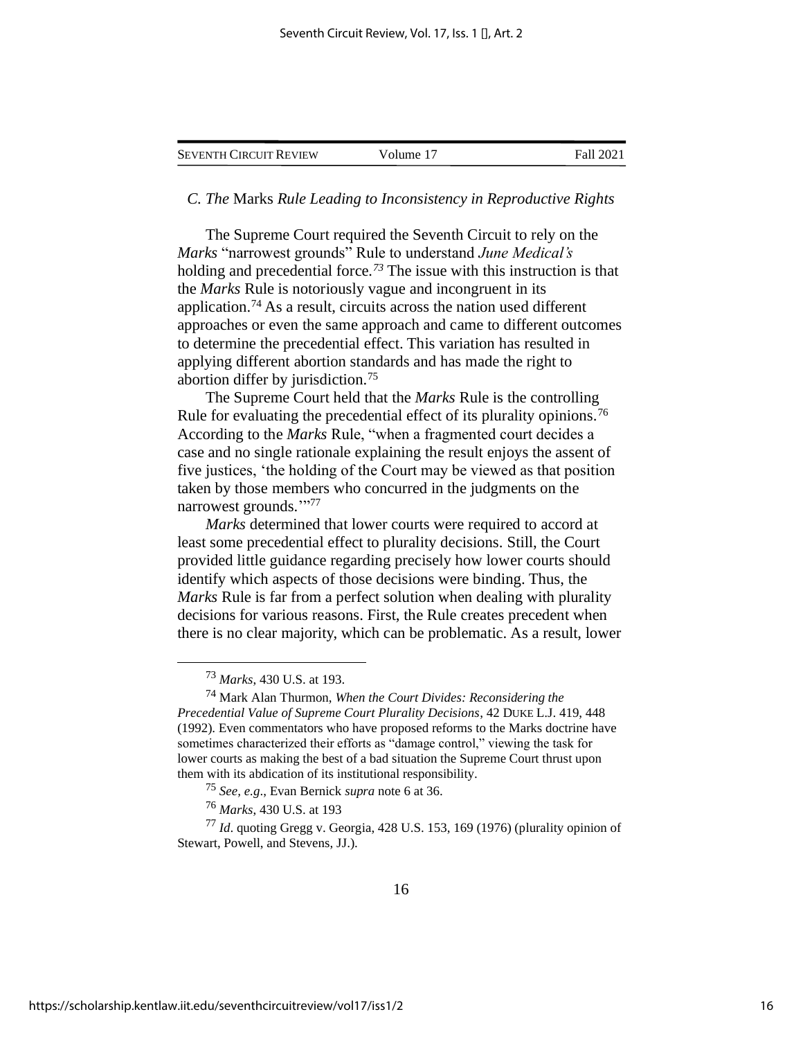### *C. The* Marks *Rule Leading to Inconsistency in Reproductive Rights*

The Supreme Court required the Seventh Circuit to rely on the *Marks* "narrowest grounds" Rule to understand *June Medical's* holding and precedential force.[73] The issue with this instruction is that the *Marks* Rule is notoriously vague and incongruent in its application.[74] As a result, circuits across the nation used different approaches or even the same approach and came to different outcomes to determine the precedential effect. This variation has resulted in applying different abortion standards and has made the right to abortion differ by jurisdiction.[75]

The Supreme Court held that the *Marks* Rule is the controlling Rule for evaluating the precedential effect of its plurality opinions.[76] According to the *Marks* Rule, "when a fragmented court decides a case and no single rationale explaining the result enjoys the assent of five justices, 'the holding of the Court may be viewed as that position taken by those members who concurred in the judgments on the narrowest grounds.'"[77]

*Marks* determined that lower courts were required to accord at least some precedential effect to plurality decisions. Still, the Court provided little guidance regarding precisely how lower courts should identify which aspects of those decisions were binding. Thus, the *Marks* Rule is far from a perfect solution when dealing with plurality decisions for various reasons. First, the Rule creates precedent when there is no clear majority, which can be problematic. As a result, lower

---

[73] *Marks*, 430 U.S. at 193.

[74] Mark Alan Thurmon, *When the Court Divides: Reconsidering the Precedential Value of Supreme Court Plurality Decisions*, 42 DUKE L.J. 419, 448 (1992). Even commentators who have proposed reforms to the Marks doctrine have sometimes characterized their efforts as "damage control," viewing the task for lower courts as making the best of a bad situation the Supreme Court thrust upon them with its abdication of its institutional responsibility.

[75] *See, e.g*., Evan Bernick *supra* note 6 at 36.

[76] *Marks*, 430 U.S. at 193

[77] *Id*. quoting Gregg v. Georgia, 428 U.S. 153, 169 (1976) (plurality opinion of Stewart, Powell, and Stevens, JJ.).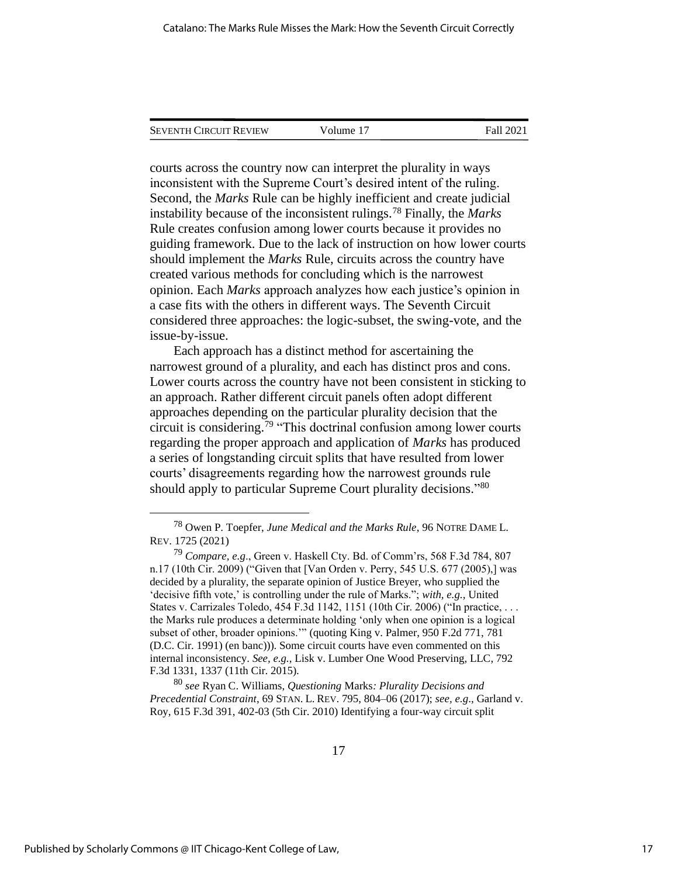courts across the country now can interpret the plurality in ways inconsistent with the Supreme Court's desired intent of the ruling. Second, the *Marks* Rule can be highly inefficient and create judicial instability because of the inconsistent rulings.[78] Finally, the *Marks* Rule creates confusion among lower courts because it provides no guiding framework. Due to the lack of instruction on how lower courts should implement the *Marks* Rule, circuits across the country have created various methods for concluding which is the narrowest opinion. Each *Marks* approach analyzes how each justice's opinion in a case fits with the others in different ways. The Seventh Circuit considered three approaches: the logic-subset, the swing-vote, and the issue-by-issue.

Each approach has a distinct method for ascertaining the narrowest ground of a plurality, and each has distinct pros and cons. Lower courts across the country have not been consistent in sticking to an approach. Rather different circuit panels often adopt different approaches depending on the particular plurality decision that the circuit is considering.[79] "This doctrinal confusion among lower courts regarding the proper approach and application of *Marks* has produced a series of longstanding circuit splits that have resulted from lower courts' disagreements regarding how the narrowest grounds rule should apply to particular Supreme Court plurality decisions."[80]

---

[78] Owen P. Toepfer, *June Medical and the Marks Rule*, 96 NOTRE DAME L. REV. 1725 (2021)

[79] *Compare, e.g*., Green v. Haskell Cty. Bd. of Comm'rs, 568 F.3d 784, 807 n.17 (10th Cir. 2009) ("Given that [Van Orden v. Perry, 545 U.S. 677 (2005),] was decided by a plurality, the separate opinion of Justice Breyer, who supplied the 'decisive fifth vote,' is controlling under the rule of Marks."; *with, e.g.,* United States v. Carrizales Toledo, 454 F.3d 1142, 1151 (10th Cir. 2006) ("In practice, . . . the Marks rule produces a determinate holding 'only when one opinion is a logical subset of other, broader opinions.'" (quoting King v. Palmer, 950 F.2d 771, 781 (D.C. Cir. 1991) (en banc))). Some circuit courts have even commented on this internal inconsistency. *See, e.g.,* Lisk v. Lumber One Wood Preserving, LLC, 792 F.3d 1331, 1337 (11th Cir. 2015).

[80] *see* Ryan C. Williams, *Questioning* Marks*: Plurality Decisions and Precedential Constraint*, 69 STAN. L. REV. 795, 804–06 (2017); *see, e.g*., Garland v. Roy, 615 F.3d 391, 402-03 (5th Cir. 2010) Identifying a four-way circuit split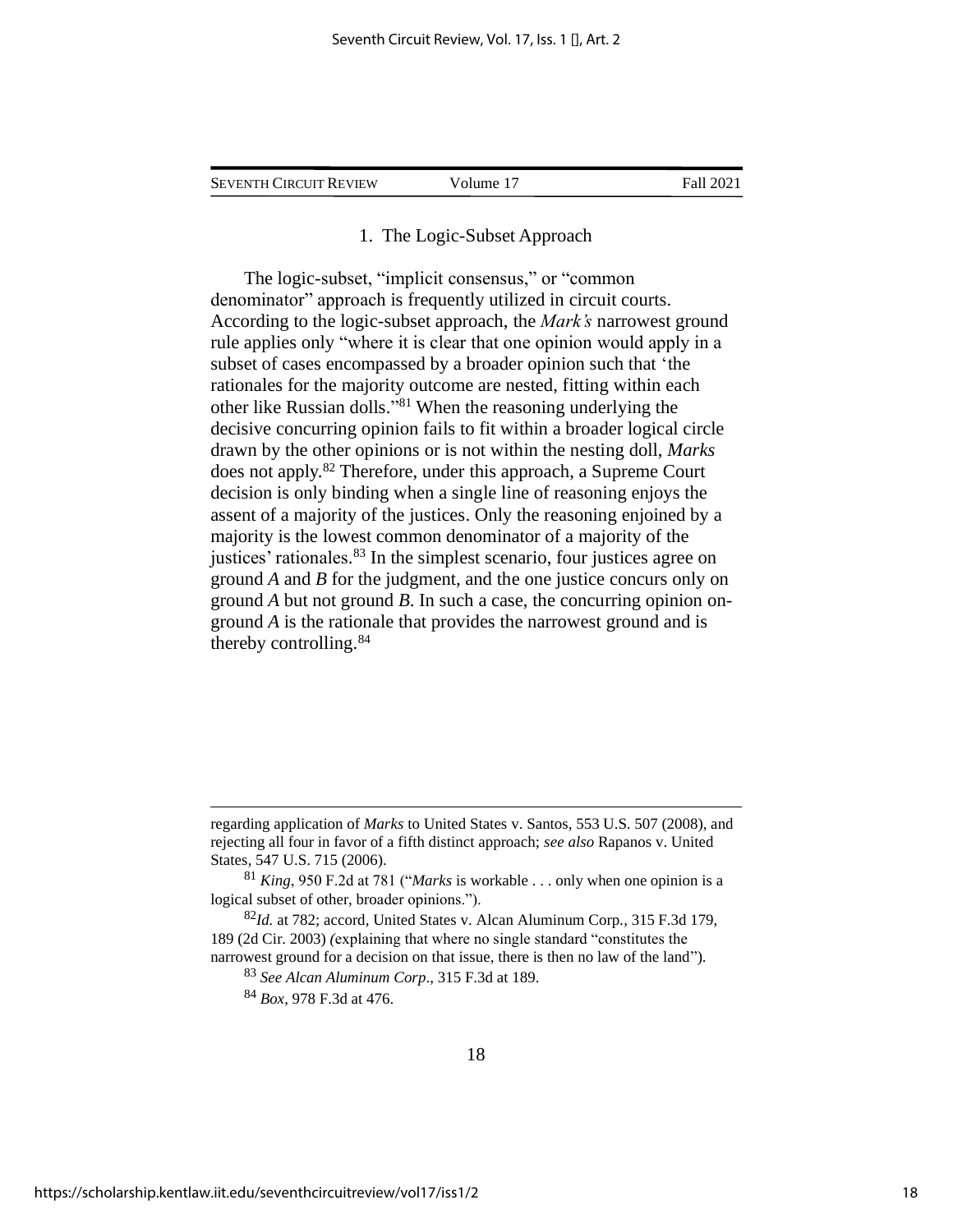### 1. The Logic-Subset Approach

The logic-subset, "implicit consensus," or "common denominator" approach is frequently utilized in circuit courts. According to the logic-subset approach, the *Mark's* narrowest ground rule applies only "where it is clear that one opinion would apply in a subset of cases encompassed by a broader opinion such that 'the rationales for the majority outcome are nested, fitting within each other like Russian dolls."[81] When the reasoning underlying the decisive concurring opinion fails to fit within a broader logical circle drawn by the other opinions or is not within the nesting doll, *Marks* does not apply.[82] Therefore, under this approach, a Supreme Court decision is only binding when a single line of reasoning enjoys the assent of a majority of the justices. Only the reasoning enjoined by a majority is the lowest common denominator of a majority of the justices' rationales.[83] In the simplest scenario, four justices agree on ground *A* and *B* for the judgment, and the one justice concurs only on ground *A* but not ground *B*. In such a case, the concurring opinion on-ground *A* is the rationale that provides the narrowest ground and is thereby controlling.[84]

---

regarding application of *Marks* to United States v. Santos, 553 U.S. 507 (2008), and rejecting all four in favor of a fifth distinct approach; *see also* Rapanos v. United States, 547 U.S. 715 (2006).

[81] *King*, 950 F.2d at 781 ("*Marks* is workable . . . only when one opinion is a logical subset of other, broader opinions.").

[82] *Id.* at 782; accord, United States v. Alcan Aluminum Corp., 315 F.3d 179, 189 (2d Cir. 2003) (explaining that where no single standard "constitutes the narrowest ground for a decision on that issue, there is then no law of the land").

[83] *See Alcan Aluminum Corp*., 315 F.3d at 189.

[84] *Box*, 978 F.3d at 476.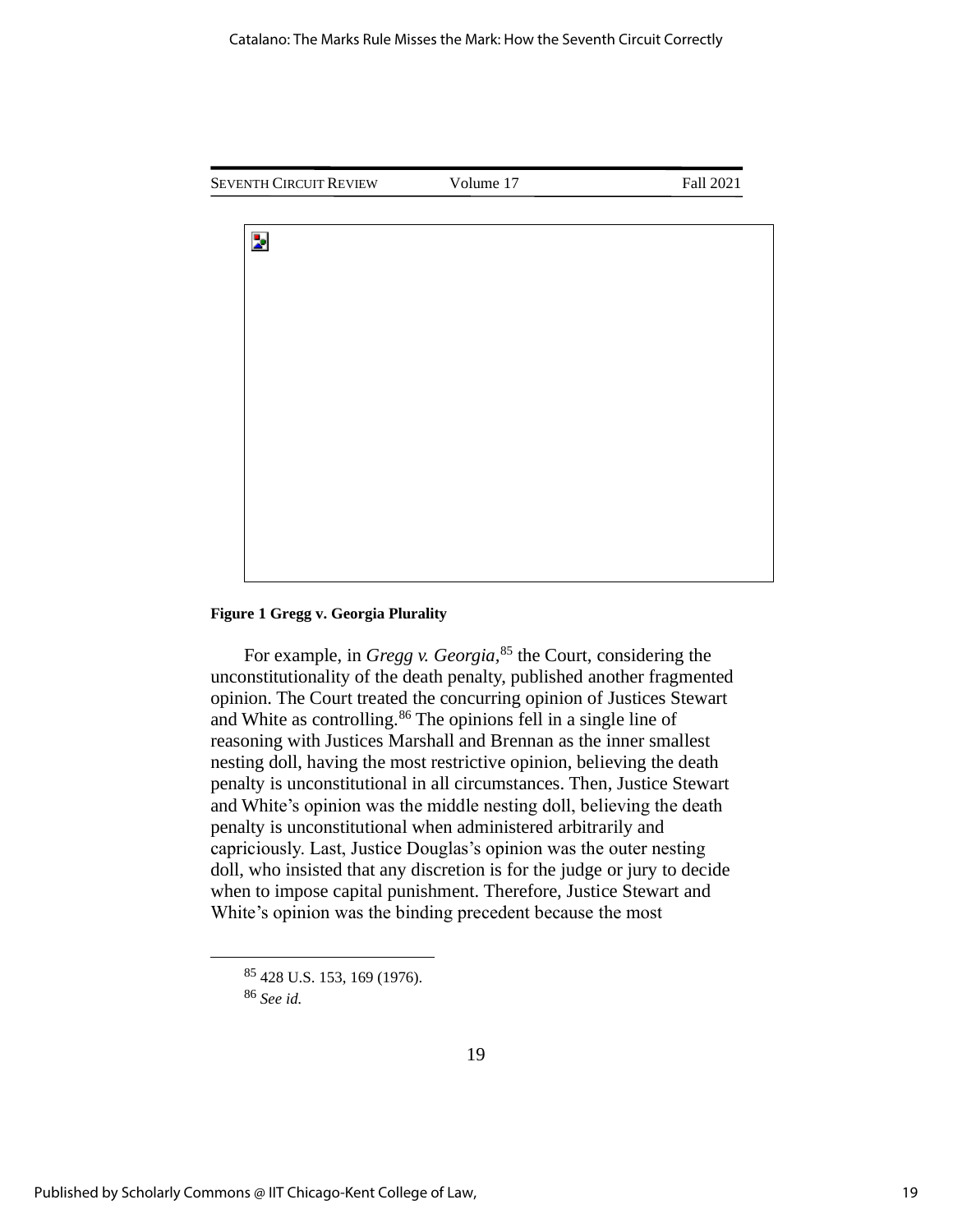**Figure 1 Gregg v. Georgia Plurality**

For example, in *Gregg v. Georgia*,[85] the Court, considering the unconstitutionality of the death penalty, published another fragmented opinion. The Court treated the concurring opinion of Justices Stewart and White as controlling.[86] The opinions fell in a single line of reasoning with Justices Marshall and Brennan as the inner smallest nesting doll, having the most restrictive opinion, believing the death penalty is unconstitutional in all circumstances. Then, Justice Stewart and White's opinion was the middle nesting doll, believing the death penalty is unconstitutional when administered arbitrarily and capriciously. Last, Justice Douglas's opinion was the outer nesting doll, who insisted that any discretion is for the judge or jury to decide when to impose capital punishment. Therefore, Justice Stewart and White's opinion was the binding precedent because the most

---

[85] 428 U.S. 153, 169 (1976).

[86] *See id.*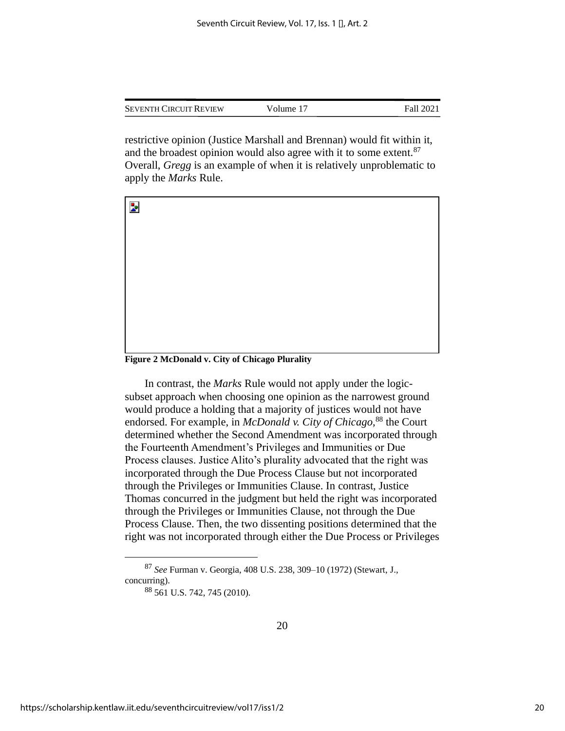restrictive opinion (Justice Marshall and Brennan) would fit within it, and the broadest opinion would also agree with it to some extent.[87] Overall, *Gregg* is an example of when it is relatively unproblematic to apply the *Marks* Rule.

**Figure 2 McDonald v. City of Chicago Plurality**

In contrast, the *Marks* Rule would not apply under the logic-subset approach when choosing one opinion as the narrowest ground would produce a holding that a majority of justices would not have endorsed. For example, in *McDonald v. City of Chicago,*[88] the Court determined whether the Second Amendment was incorporated through the Fourteenth Amendment's Privileges and Immunities or Due Process clauses. Justice Alito's plurality advocated that the right was incorporated through the Due Process Clause but not incorporated through the Privileges or Immunities Clause. In contrast, Justice Thomas concurred in the judgment but held the right was incorporated through the Privileges or Immunities Clause, not through the Due Process Clause. Then, the two dissenting positions determined that the right was not incorporated through either the Due Process or Privileges

[87] *See* Furman v. Georgia, 408 U.S. 238, 309–10 (1972) (Stewart, J., concurring).

[88] 561 U.S. 742, 745 (2010).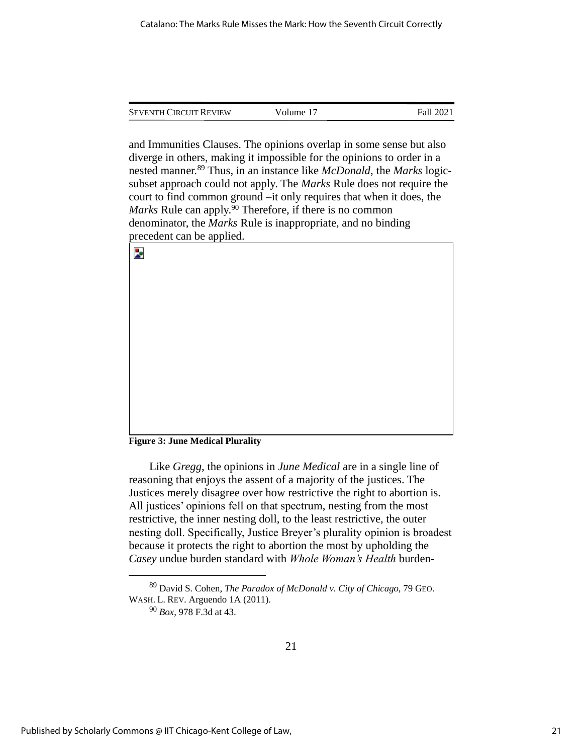and Immunities Clauses. The opinions overlap in some sense but also diverge in others, making it impossible for the opinions to order in a nested manner.[89] Thus, in an instance like *McDonald*, the *Marks* logic-subset approach could not apply. The *Marks* Rule does not require the court to find common ground –it only requires that when it does, the *Marks* Rule can apply.[90] Therefore, if there is no common denominator, the *Marks* Rule is inappropriate, and no binding precedent can be applied.

**Figure 3: June Medical Plurality**

Like *Gregg*, the opinions in *June Medical* are in a single line of reasoning that enjoys the assent of a majority of the justices. The Justices merely disagree over how restrictive the right to abortion is. All justices' opinions fell on that spectrum, nesting from the most restrictive, the inner nesting doll, to the least restrictive, the outer nesting doll. Specifically, Justice Breyer's plurality opinion is broadest because it protects the right to abortion the most by upholding the *Casey* undue burden standard with *Whole Woman's Health* burden-

---

[89] David S. Cohen, *The Paradox of McDonald v. City of Chicago*, 79 GEO. WASH. L. REV. Arguendo 1A (2011).

[90] *Box*, 978 F.3d at 43.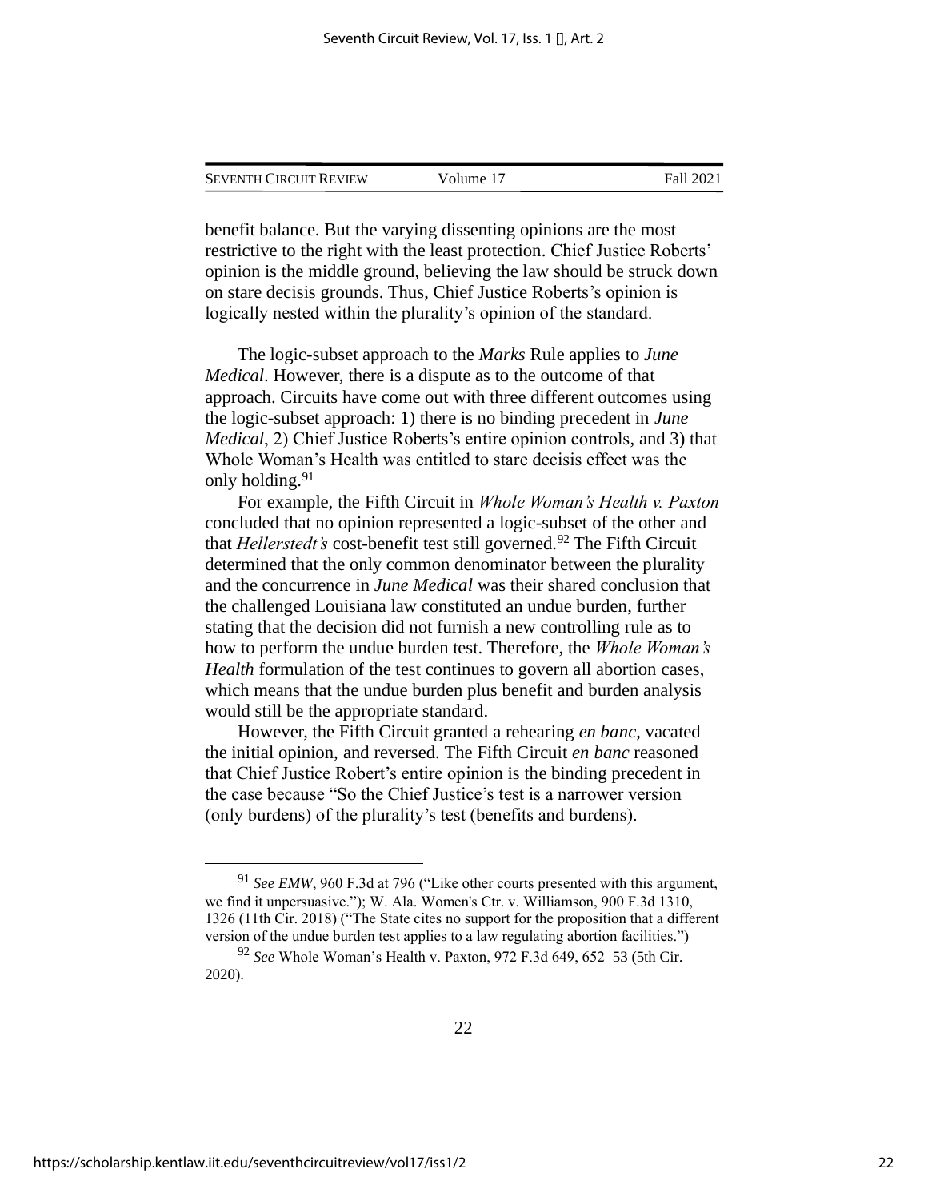benefit balance. But the varying dissenting opinions are the most restrictive to the right with the least protection. Chief Justice Roberts' opinion is the middle ground, believing the law should be struck down on stare decisis grounds. Thus, Chief Justice Roberts's opinion is logically nested within the plurality's opinion of the standard.

The logic-subset approach to the *Marks* Rule applies to *June Medical*. However, there is a dispute as to the outcome of that approach. Circuits have come out with three different outcomes using the logic-subset approach: 1) there is no binding precedent in *June Medical*, 2) Chief Justice Roberts's entire opinion controls, and 3) that Whole Woman's Health was entitled to stare decisis effect was the only holding.[91]

For example, the Fifth Circuit in *Whole Woman's Health v. Paxton* concluded that no opinion represented a logic-subset of the other and that *Hellerstedt's* cost-benefit test still governed.[92] The Fifth Circuit determined that the only common denominator between the plurality and the concurrence in *June Medical* was their shared conclusion that the challenged Louisiana law constituted an undue burden, further stating that the decision did not furnish a new controlling rule as to how to perform the undue burden test. Therefore, the *Whole Woman's Health* formulation of the test continues to govern all abortion cases, which means that the undue burden plus benefit and burden analysis would still be the appropriate standard.

However, the Fifth Circuit granted a rehearing *en banc*, vacated the initial opinion, and reversed. The Fifth Circuit *en banc* reasoned that Chief Justice Robert's entire opinion is the binding precedent in the case because "So the Chief Justice's test is a narrower version (only burdens) of the plurality's test (benefits and burdens).

---

[91] *See EMW*, 960 F.3d at 796 ("Like other courts presented with this argument, we find it unpersuasive."); W. Ala. Women's Ctr. v. Williamson, 900 F.3d 1310, 1326 (11th Cir. 2018) ("The State cites no support for the proposition that a different version of the undue burden test applies to a law regulating abortion facilities.")

[92] *See* Whole Woman's Health v. Paxton, 972 F.3d 649, 652–53 (5th Cir. 2020).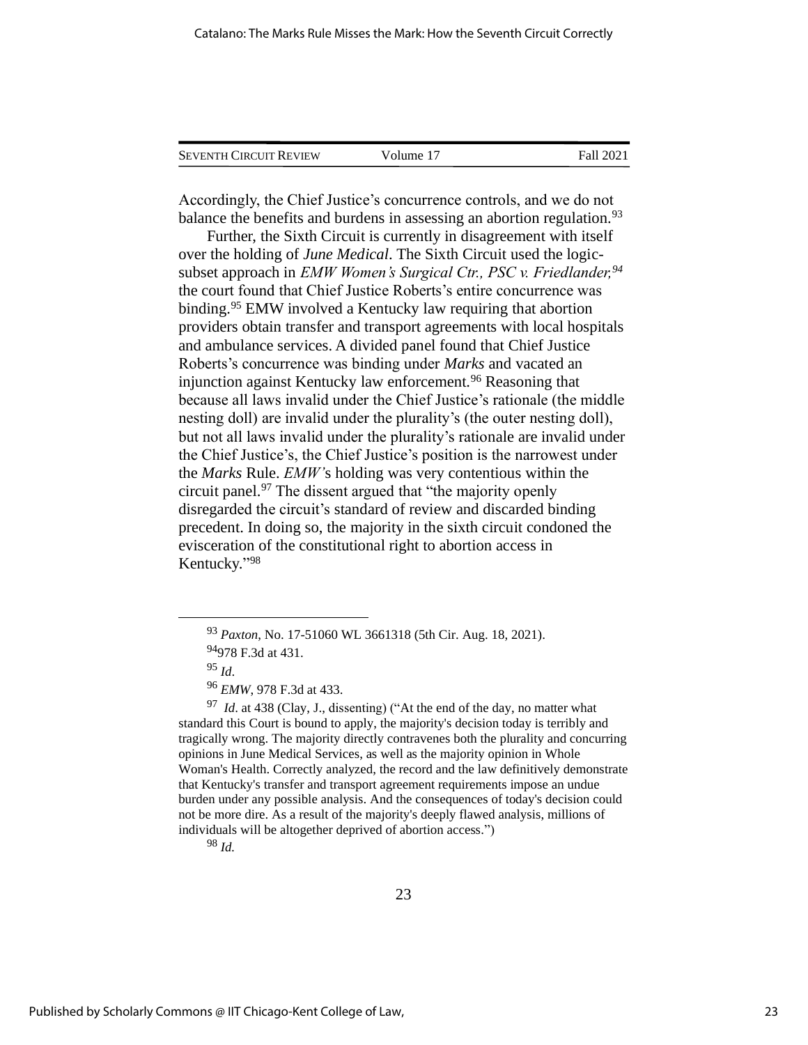Accordingly, the Chief Justice's concurrence controls, and we do not balance the benefits and burdens in assessing an abortion regulation.[93]

Further, the Sixth Circuit is currently in disagreement with itself over the holding of *June Medical*. The Sixth Circuit used the logic-subset approach in *EMW Women's Surgical Ctr., PSC v. Friedlander,*[94] the court found that Chief Justice Roberts's entire concurrence was binding.[95] EMW involved a Kentucky law requiring that abortion providers obtain transfer and transport agreements with local hospitals and ambulance services. A divided panel found that Chief Justice Roberts's concurrence was binding under *Marks* and vacated an injunction against Kentucky law enforcement.[96] Reasoning that because all laws invalid under the Chief Justice's rationale (the middle nesting doll) are invalid under the plurality's (the outer nesting doll), but not all laws invalid under the plurality's rationale are invalid under the Chief Justice's, the Chief Justice's position is the narrowest under the *Marks* Rule. *EMW'*s holding was very contentious within the circuit panel.[97] The dissent argued that "the majority openly disregarded the circuit's standard of review and discarded binding precedent. In doing so, the majority in the sixth circuit condoned the evisceration of the constitutional right to abortion access in Kentucky."[98]

---

[93] *Paxton*, No. 17-51060 WL 3661318 (5th Cir. Aug. 18, 2021).

[94] 978 F.3d at 431.

[95] *Id*.

[96] *EMW*, 978 F.3d at 433.

[97] *Id*. at 438 (Clay, J., dissenting) ("At the end of the day, no matter what standard this Court is bound to apply, the majority's decision today is terribly and tragically wrong. The majority directly contravenes both the plurality and concurring opinions in June Medical Services, as well as the majority opinion in Whole Woman's Health. Correctly analyzed, the record and the law definitively demonstrate that Kentucky's transfer and transport agreement requirements impose an undue burden under any possible analysis. And the consequences of today's decision could not be more dire. As a result of the majority's deeply flawed analysis, millions of individuals will be altogether deprived of abortion access.")

[98] *Id.*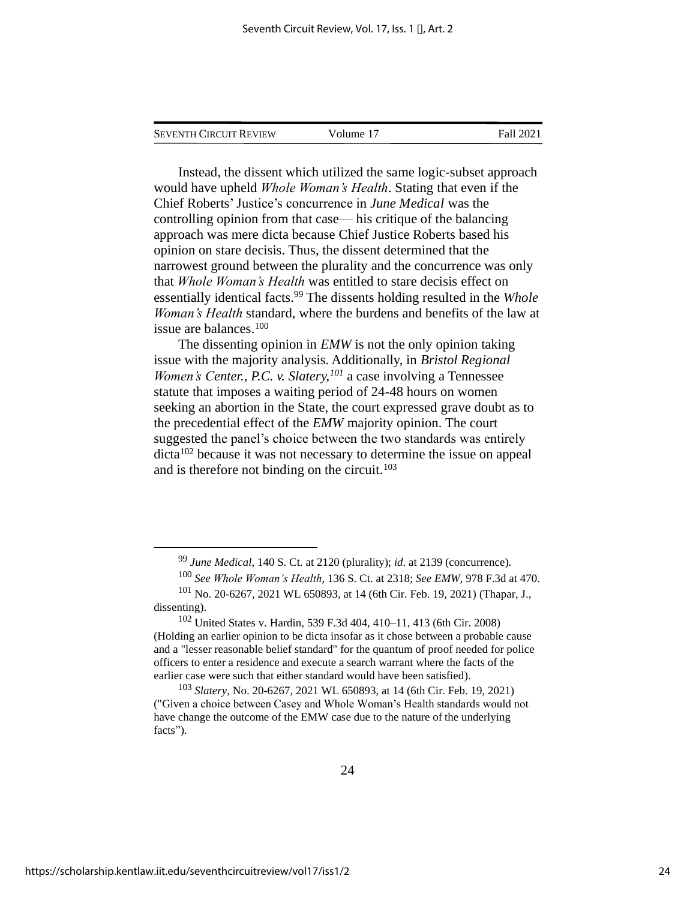Instead, the dissent which utilized the same logic-subset approach would have upheld *Whole Woman's Health*. Stating that even if the Chief Roberts' Justice's concurrence in *June Medical* was the controlling opinion from that case— his critique of the balancing approach was mere dicta because Chief Justice Roberts based his opinion on stare decisis. Thus, the dissent determined that the narrowest ground between the plurality and the concurrence was only that *Whole Woman's Health* was entitled to stare decisis effect on essentially identical facts.[99] The dissents holding resulted in the *Whole Woman's Health* standard, where the burdens and benefits of the law at issue are balances.[100]

The dissenting opinion in *EMW* is not the only opinion taking issue with the majority analysis. Additionally, in *Bristol Regional Women's Center., P.C. v. Slatery,*[101] a case involving a Tennessee statute that imposes a waiting period of 24-48 hours on women seeking an abortion in the State, the court expressed grave doubt as to the precedential effect of the *EMW* majority opinion. The court suggested the panel's choice between the two standards was entirely dicta[102] because it was not necessary to determine the issue on appeal and is therefore not binding on the circuit.[103]

---

[99] *June Medical*, 140 S. Ct. at 2120 (plurality); *id*. at 2139 (concurrence).

[100] *See Whole Woman's Health*, 136 S. Ct. at 2318; *See EMW*, 978 F.3d at 470.

[101] No. 20-6267, 2021 WL 650893, at 14 (6th Cir. Feb. 19, 2021) (Thapar, J., dissenting).

[102] United States v. Hardin, 539 F.3d 404, 410–11, 413 (6th Cir. 2008) (Holding an earlier opinion to be dicta insofar as it chose between a probable cause and a "lesser reasonable belief standard" for the quantum of proof needed for police officers to enter a residence and execute a search warrant where the facts of the earlier case were such that either standard would have been satisfied).

[103] *Slatery*, No. 20-6267, 2021 WL 650893, at 14 (6th Cir. Feb. 19, 2021) ("Given a choice between Casey and Whole Woman's Health standards would not have change the outcome of the EMW case due to the nature of the underlying facts").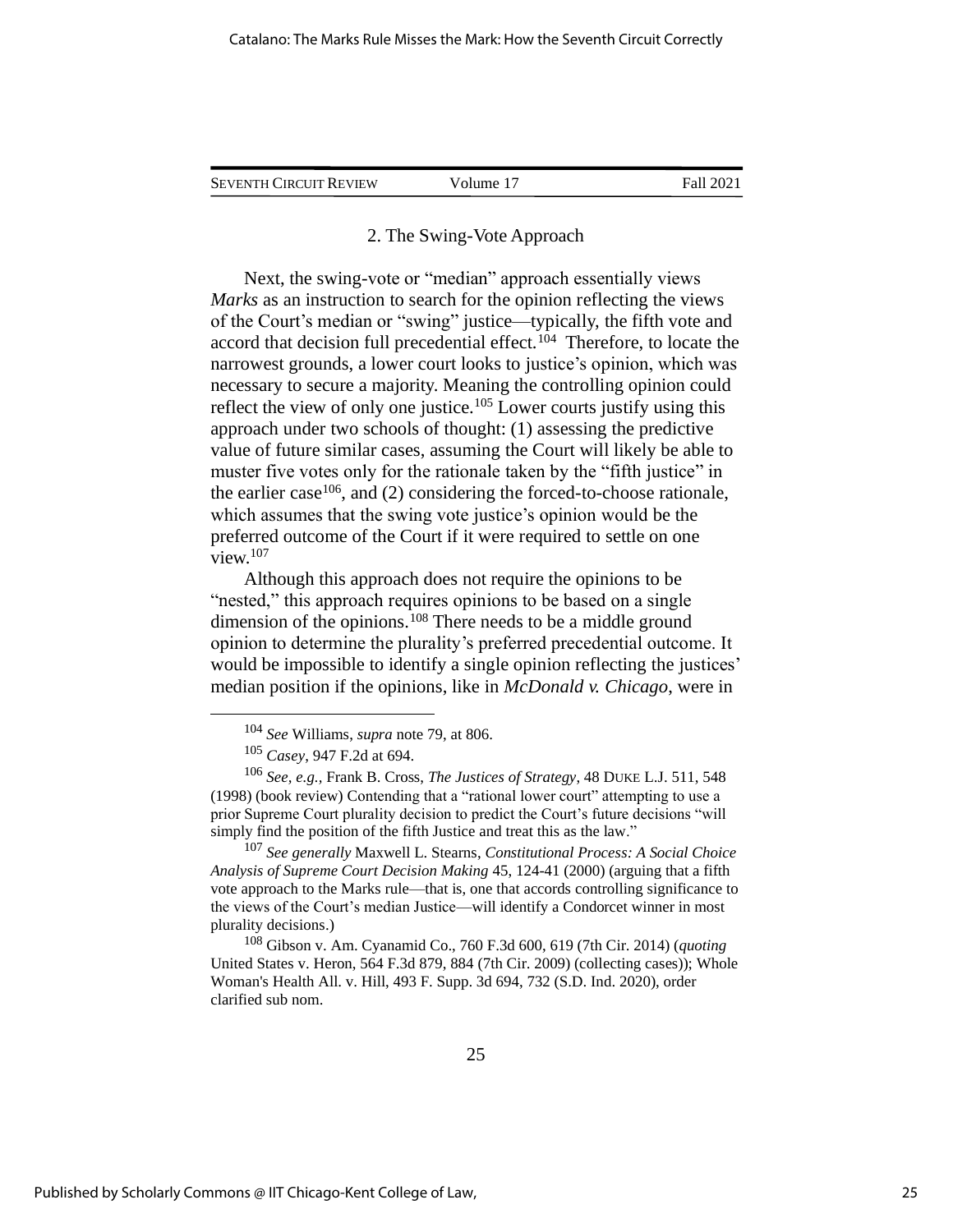### 2. The Swing-Vote Approach

Next, the swing-vote or "median" approach essentially views *Marks* as an instruction to search for the opinion reflecting the views of the Court's median or "swing" justice—typically, the fifth vote and accord that decision full precedential effect.[104] Therefore, to locate the narrowest grounds, a lower court looks to justice's opinion, which was necessary to secure a majority. Meaning the controlling opinion could reflect the view of only one justice.[105] Lower courts justify using this approach under two schools of thought: (1) assessing the predictive value of future similar cases, assuming the Court will likely be able to muster five votes only for the rationale taken by the "fifth justice" in the earlier case[106], and (2) considering the forced-to-choose rationale, which assumes that the swing vote justice's opinion would be the preferred outcome of the Court if it were required to settle on one view.[107]

Although this approach does not require the opinions to be "nested," this approach requires opinions to be based on a single dimension of the opinions.[108] There needs to be a middle ground opinion to determine the plurality's preferred precedential outcome. It would be impossible to identify a single opinion reflecting the justices' median position if the opinions, like in *McDonald v. Chicago*, were in

---

[104] *See* Williams, *supra* note 79, at 806.

[105] *Casey*, 947 F.2d at 694.

[106] *See, e.g.,* Frank B. Cross, *The Justices of Strategy*, 48 DUKE L.J. 511, 548 (1998) (book review) Contending that a "rational lower court" attempting to use a prior Supreme Court plurality decision to predict the Court's future decisions "will simply find the position of the fifth Justice and treat this as the law."

[107] *See generally* Maxwell L. Stearns, *Constitutional Process: A Social Choice Analysis of Supreme Court Decision Making* 45, 124-41 (2000) (arguing that a fifth vote approach to the Marks rule—that is, one that accords controlling significance to the views of the Court's median Justice—will identify a Condorcet winner in most plurality decisions.)

[108] Gibson v. Am. Cyanamid Co., 760 F.3d 600, 619 (7th Cir. 2014) (*quoting* United States v. Heron, 564 F.3d 879, 884 (7th Cir. 2009) (collecting cases)); Whole Woman's Health All. v. Hill, 493 F. Supp. 3d 694, 732 (S.D. Ind. 2020), order clarified sub nom.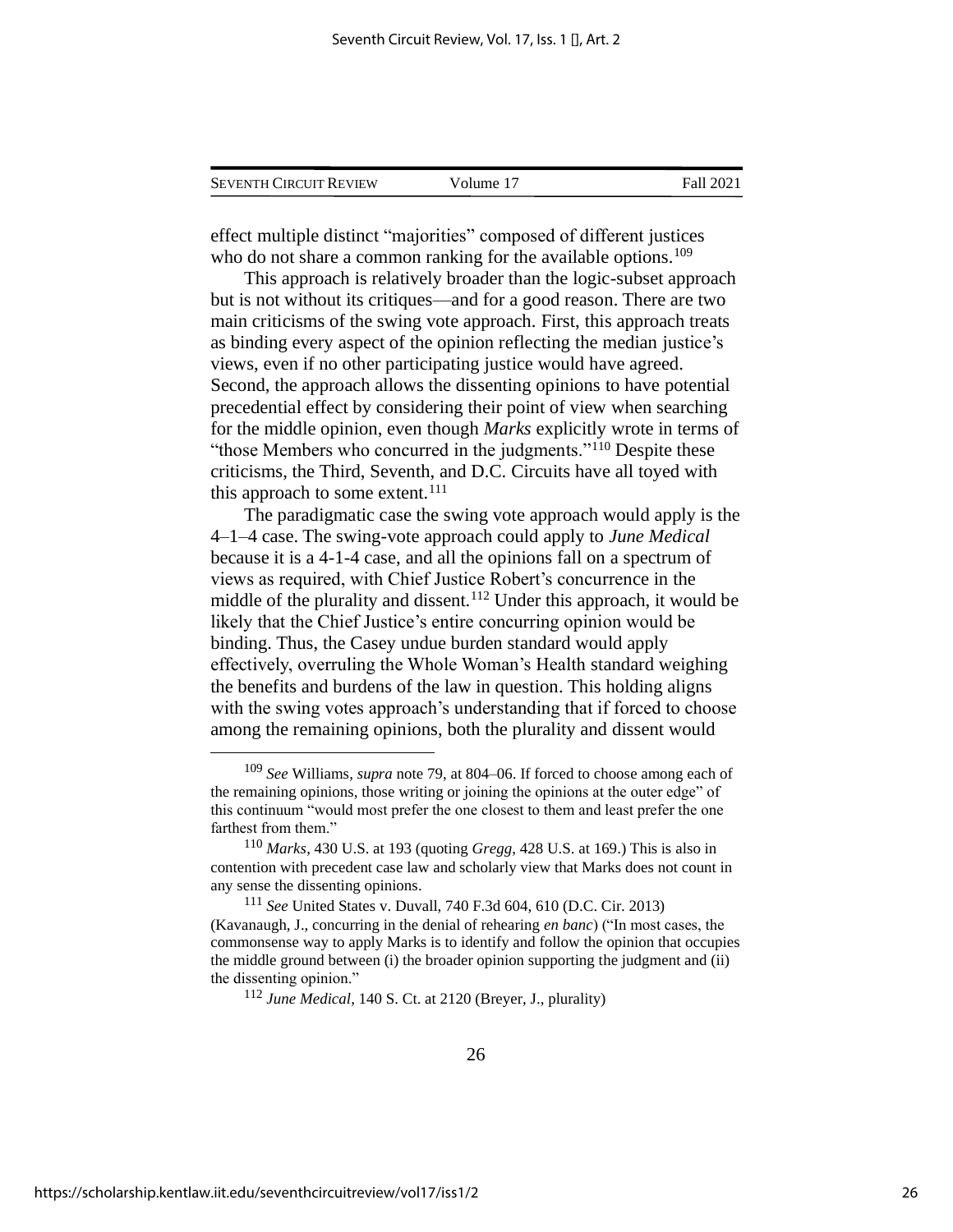effect multiple distinct "majorities" composed of different justices who do not share a common ranking for the available options.[109]

This approach is relatively broader than the logic-subset approach but is not without its critiques—and for a good reason. There are two main criticisms of the swing vote approach. First, this approach treats as binding every aspect of the opinion reflecting the median justice's views, even if no other participating justice would have agreed. Second, the approach allows the dissenting opinions to have potential precedential effect by considering their point of view when searching for the middle opinion, even though *Marks* explicitly wrote in terms of "those Members who concurred in the judgments."[110] Despite these criticisms, the Third, Seventh, and D.C. Circuits have all toyed with this approach to some extent.[111]

The paradigmatic case the swing vote approach would apply is the 4–1–4 case. The swing-vote approach could apply to *June Medical* because it is a 4-1-4 case, and all the opinions fall on a spectrum of views as required, with Chief Justice Robert's concurrence in the middle of the plurality and dissent.[112] Under this approach, it would be likely that the Chief Justice's entire concurring opinion would be binding. Thus, the Casey undue burden standard would apply effectively, overruling the Whole Woman's Health standard weighing the benefits and burdens of the law in question. This holding aligns with the swing votes approach's understanding that if forced to choose among the remaining opinions, both the plurality and dissent would

---

[109] *See* Williams, *supra* note 79, at 804–06. If forced to choose among each of the remaining opinions, those writing or joining the opinions at the outer edge" of this continuum "would most prefer the one closest to them and least prefer the one farthest from them."

[110] *Marks*, 430 U.S. at 193 (quoting *Gregg*, 428 U.S. at 169.) This is also in contention with precedent case law and scholarly view that Marks does not count in any sense the dissenting opinions.

[111] *See* United States v. Duvall, 740 F.3d 604, 610 (D.C. Cir. 2013) (Kavanaugh, J., concurring in the denial of rehearing *en banc*) ("In most cases, the commonsense way to apply Marks is to identify and follow the opinion that occupies the middle ground between (i) the broader opinion supporting the judgment and (ii) the dissenting opinion."

[112] *June Medical*, 140 S. Ct. at 2120 (Breyer, J., plurality)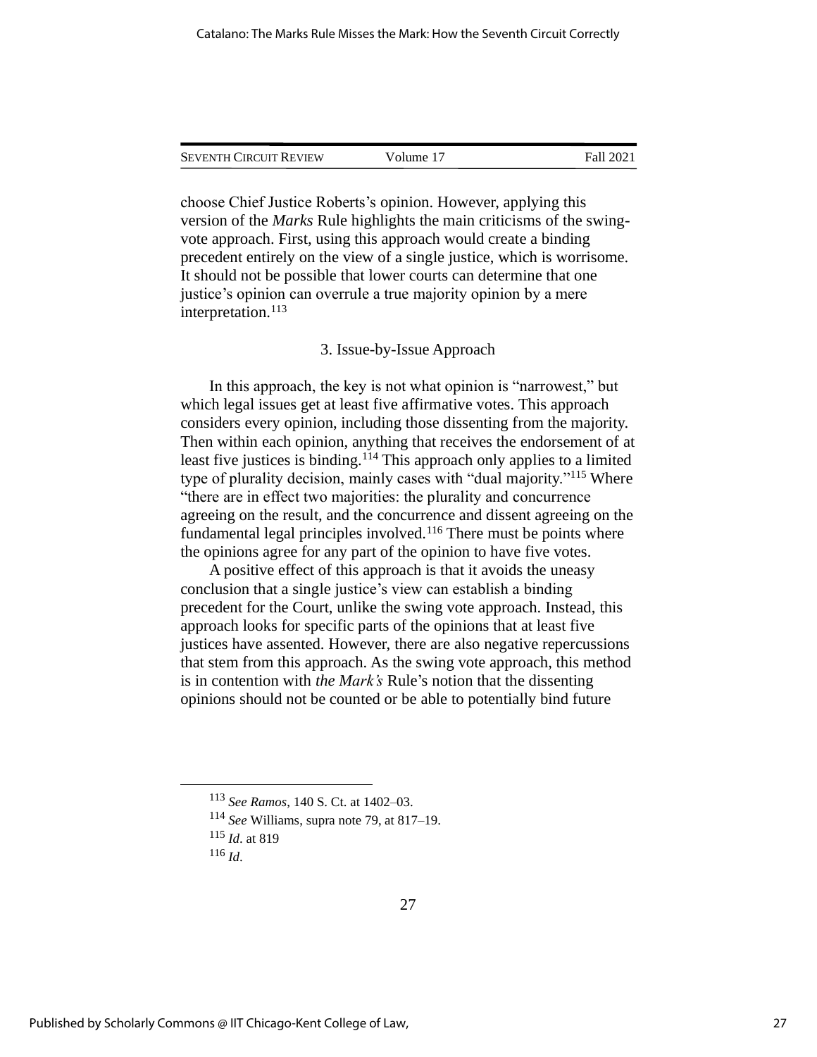choose Chief Justice Roberts's opinion. However, applying this version of the *Marks* Rule highlights the main criticisms of the swing-vote approach. First, using this approach would create a binding precedent entirely on the view of a single justice, which is worrisome. It should not be possible that lower courts can determine that one justice's opinion can overrule a true majority opinion by a mere interpretation.[113]

### 3. Issue-by-Issue Approach

In this approach, the key is not what opinion is "narrowest," but which legal issues get at least five affirmative votes. This approach considers every opinion, including those dissenting from the majority. Then within each opinion, anything that receives the endorsement of at least five justices is binding.[114] This approach only applies to a limited type of plurality decision, mainly cases with "dual majority."[115] Where "there are in effect two majorities: the plurality and concurrence agreeing on the result, and the concurrence and dissent agreeing on the fundamental legal principles involved.[116] There must be points where the opinions agree for any part of the opinion to have five votes.

A positive effect of this approach is that it avoids the uneasy conclusion that a single justice's view can establish a binding precedent for the Court, unlike the swing vote approach. Instead, this approach looks for specific parts of the opinions that at least five justices have assented. However, there are also negative repercussions that stem from this approach. As the swing vote approach, this method is in contention with *the Mark's* Rule's notion that the dissenting opinions should not be counted or be able to potentially bind future

---

[113] *See Ramos*, 140 S. Ct. at 1402–03.

[114] *See* Williams, supra note 79, at 817–19.

[115] *Id.* at 819

[116] *Id.*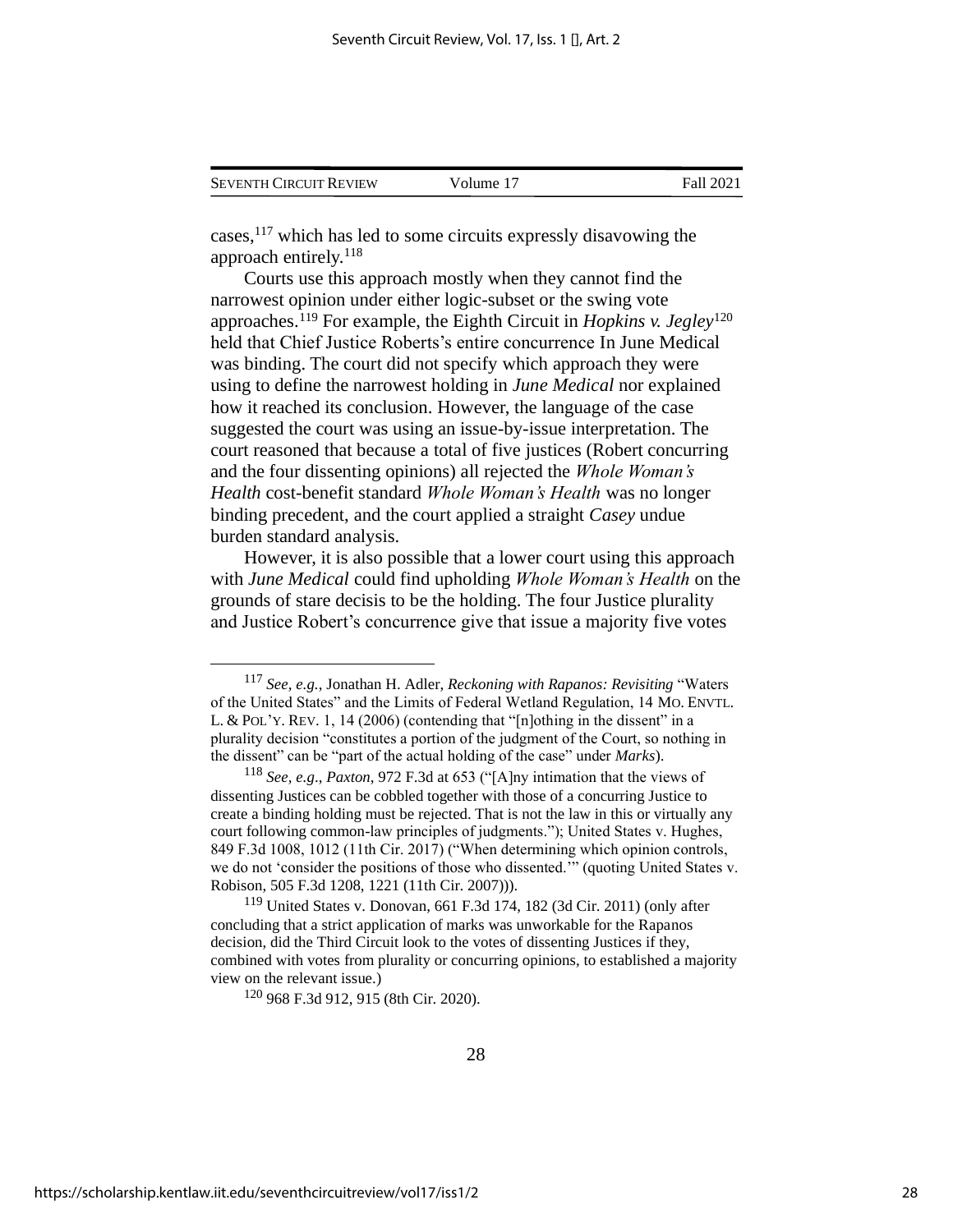cases,[117] which has led to some circuits expressly disavowing the approach entirely.[118]

Courts use this approach mostly when they cannot find the narrowest opinion under either logic-subset or the swing vote approaches.[119] For example, the Eighth Circuit in *Hopkins v. Jegley*[120] held that Chief Justice Roberts's entire concurrence In June Medical was binding. The court did not specify which approach they were using to define the narrowest holding in *June Medical* nor explained how it reached its conclusion. However, the language of the case suggested the court was using an issue-by-issue interpretation. The court reasoned that because a total of five justices (Robert concurring and the four dissenting opinions) all rejected the *Whole Woman's Health* cost-benefit standard *Whole Woman's Health* was no longer binding precedent, and the court applied a straight *Casey* undue burden standard analysis.

However, it is also possible that a lower court using this approach with *June Medical* could find upholding *Whole Woman's Health* on the grounds of stare decisis to be the holding. The four Justice plurality and Justice Robert's concurrence give that issue a majority five votes

---

[117] *See, e.g.*, Jonathan H. Adler, *Reckoning with Rapanos: Revisiting* "Waters of the United States" and the Limits of Federal Wetland Regulation, 14 MO. ENVTL. L. & POL'Y. REV. 1, 14 (2006) (contending that "[n]othing in the dissent" in a plurality decision "constitutes a portion of the judgment of the Court, so nothing in the dissent" can be "part of the actual holding of the case" under *Marks*).

[118] *See, e.g*., *Paxton*, 972 F.3d at 653 ("[A]ny intimation that the views of dissenting Justices can be cobbled together with those of a concurring Justice to create a binding holding must be rejected. That is not the law in this or virtually any court following common-law principles of judgments."); United States v. Hughes, 849 F.3d 1008, 1012 (11th Cir. 2017) ("When determining which opinion controls, we do not 'consider the positions of those who dissented.'" (quoting United States v. Robison, 505 F.3d 1208, 1221 (11th Cir. 2007))).

[119] United States v. Donovan, 661 F.3d 174, 182 (3d Cir. 2011) (only after concluding that a strict application of marks was unworkable for the Rapanos decision, did the Third Circuit look to the votes of dissenting Justices if they, combined with votes from plurality or concurring opinions, to established a majority view on the relevant issue.)

[120] 968 F.3d 912, 915 (8th Cir. 2020).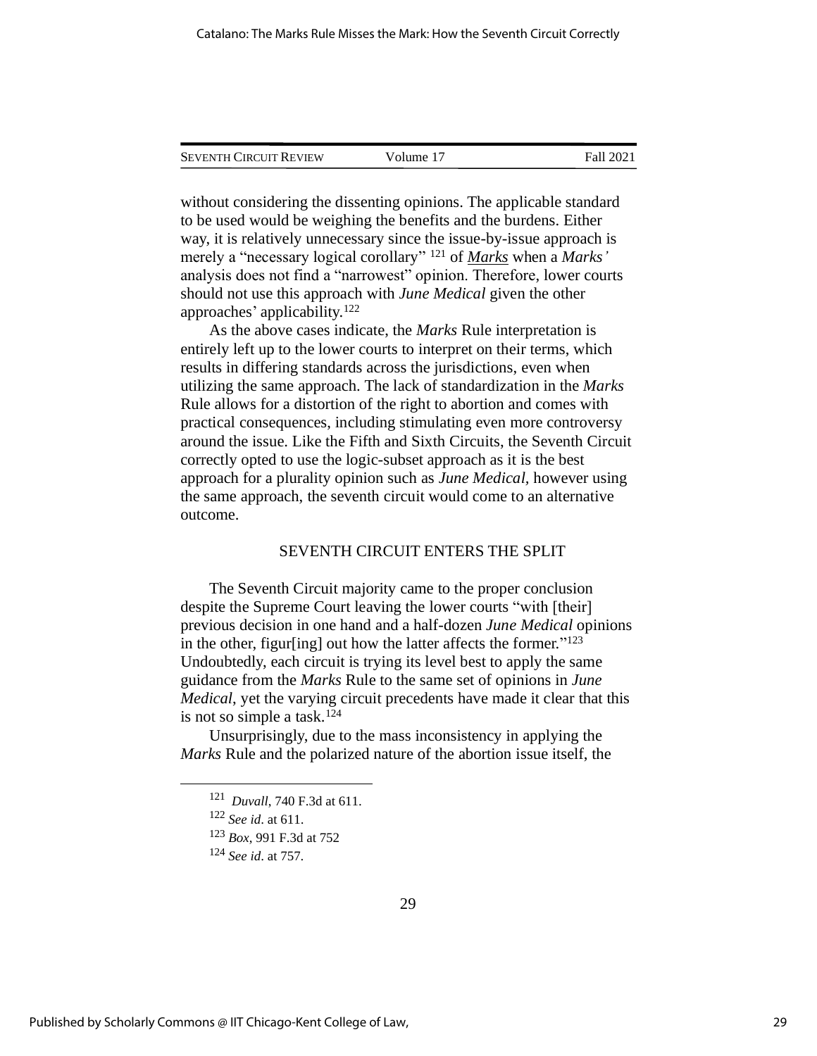without considering the dissenting opinions. The applicable standard to be used would be weighing the benefits and the burdens. Either way, it is relatively unnecessary since the issue-by-issue approach is merely a "necessary logical corollary" [121] of *Marks* when a *Marks'* analysis does not find a "narrowest" opinion. Therefore, lower courts should not use this approach with *June Medical* given the other approaches' applicability.[122]

As the above cases indicate, the *Marks* Rule interpretation is entirely left up to the lower courts to interpret on their terms, which results in differing standards across the jurisdictions, even when utilizing the same approach. The lack of standardization in the *Marks* Rule allows for a distortion of the right to abortion and comes with practical consequences, including stimulating even more controversy around the issue. Like the Fifth and Sixth Circuits, the Seventh Circuit correctly opted to use the logic-subset approach as it is the best approach for a plurality opinion such as *June Medical,* however using the same approach, the seventh circuit would come to an alternative outcome.

## SEVENTH CIRCUIT ENTERS THE SPLIT

The Seventh Circuit majority came to the proper conclusion despite the Supreme Court leaving the lower courts "with [their] previous decision in one hand and a half-dozen *June Medical* opinions in the other, figur[ing] out how the latter affects the former."[123] Undoubtedly, each circuit is trying its level best to apply the same guidance from the *Marks* Rule to the same set of opinions in *June Medical*, yet the varying circuit precedents have made it clear that this is not so simple a task.[124]

Unsurprisingly, due to the mass inconsistency in applying the *Marks* Rule and the polarized nature of the abortion issue itself, the

---

[121] *Duvall*, 740 F.3d at 611.

[122] *See id*. at 611.

[123] *Box*, 991 F.3d at 752

[124] *See id*. at 757.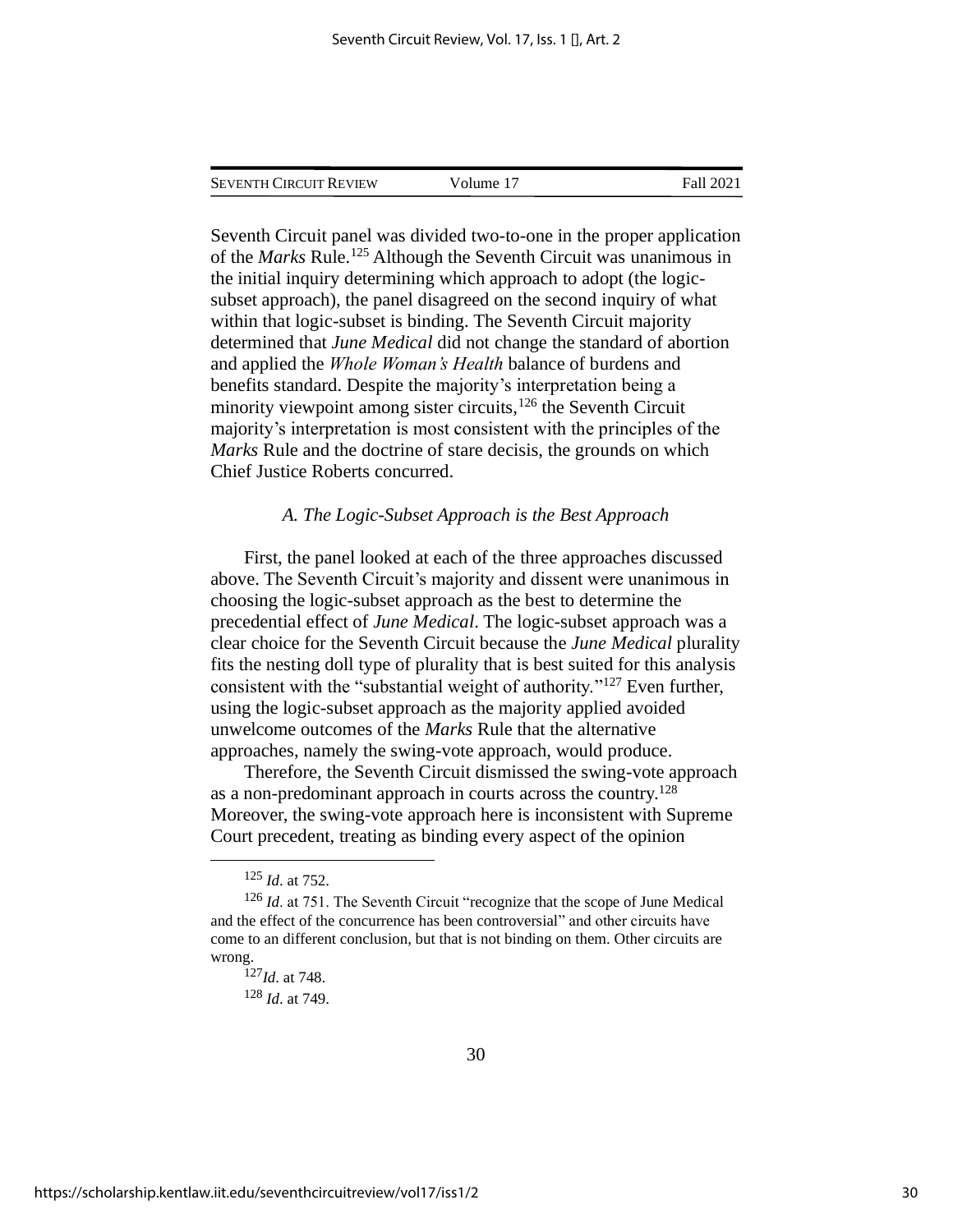Seventh Circuit panel was divided two-to-one in the proper application of the *Marks* Rule.[125] Although the Seventh Circuit was unanimous in the initial inquiry determining which approach to adopt (the logic-subset approach), the panel disagreed on the second inquiry of what within that logic-subset is binding. The Seventh Circuit majority determined that *June Medical* did not change the standard of abortion and applied the *Whole Woman's Health* balance of burdens and benefits standard. Despite the majority's interpretation being a minority viewpoint among sister circuits,[126] the Seventh Circuit majority's interpretation is most consistent with the principles of the *Marks* Rule and the doctrine of stare decisis, the grounds on which Chief Justice Roberts concurred.

### *A. The Logic-Subset Approach is the Best Approach*

First, the panel looked at each of the three approaches discussed above. The Seventh Circuit's majority and dissent were unanimous in choosing the logic-subset approach as the best to determine the precedential effect of *June Medical*. The logic-subset approach was a clear choice for the Seventh Circuit because the *June Medical* plurality fits the nesting doll type of plurality that is best suited for this analysis consistent with the "substantial weight of authority."[127] Even further, using the logic-subset approach as the majority applied avoided unwelcome outcomes of the *Marks* Rule that the alternative approaches, namely the swing-vote approach, would produce.

Therefore, the Seventh Circuit dismissed the swing-vote approach as a non-predominant approach in courts across the country.[128] Moreover, the swing-vote approach here is inconsistent with Supreme Court precedent, treating as binding every aspect of the opinion

---

[125] *Id*. at 752.

[126] *Id*. at 751. The Seventh Circuit "recognize that the scope of June Medical and the effect of the concurrence has been controversial" and other circuits have come to an different conclusion, but that is not binding on them. Other circuits are wrong.

[127] *Id*. at 748.

[128] *Id*. at 749.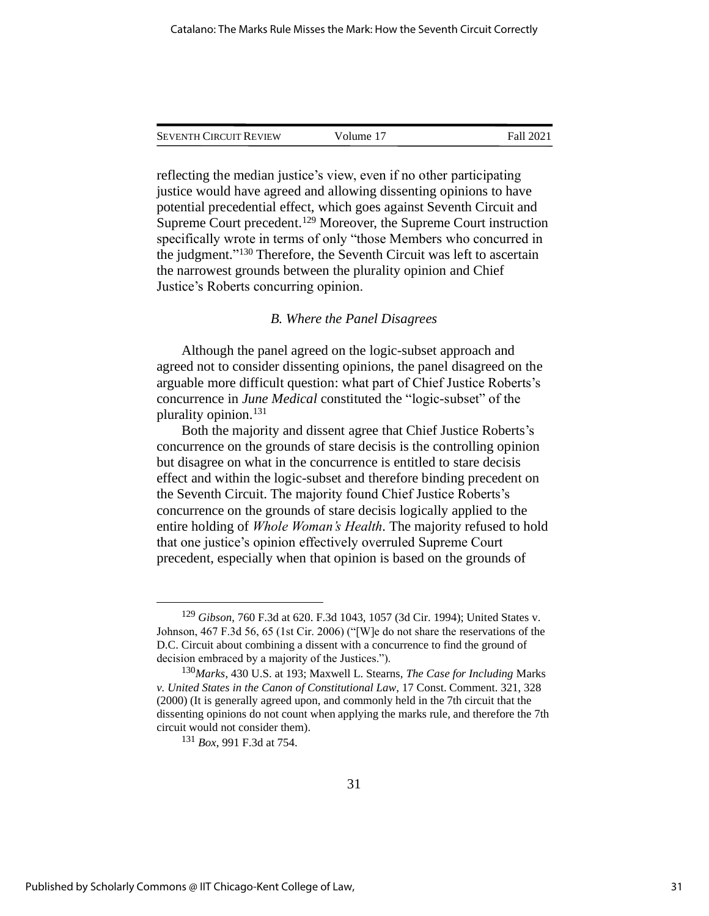reflecting the median justice's view, even if no other participating justice would have agreed and allowing dissenting opinions to have potential precedential effect, which goes against Seventh Circuit and Supreme Court precedent.[129] Moreover, the Supreme Court instruction specifically wrote in terms of only "those Members who concurred in the judgment."[130] Therefore, the Seventh Circuit was left to ascertain the narrowest grounds between the plurality opinion and Chief Justice's Roberts concurring opinion.

### *B. Where the Panel Disagrees*

Although the panel agreed on the logic-subset approach and agreed not to consider dissenting opinions, the panel disagreed on the arguable more difficult question: what part of Chief Justice Roberts's concurrence in *June Medical* constituted the "logic-subset" of the plurality opinion.[131]

Both the majority and dissent agree that Chief Justice Roberts's concurrence on the grounds of stare decisis is the controlling opinion but disagree on what in the concurrence is entitled to stare decisis effect and within the logic-subset and therefore binding precedent on the Seventh Circuit. The majority found Chief Justice Roberts's concurrence on the grounds of stare decisis logically applied to the entire holding of *Whole Woman's Health*. The majority refused to hold that one justice's opinion effectively overruled Supreme Court precedent, especially when that opinion is based on the grounds of

---

[129] *Gibson*, 760 F.3d at 620. F.3d 1043, 1057 (3d Cir. 1994); United States v. Johnson, 467 F.3d 56, 65 (1st Cir. 2006) ("[W]e do not share the reservations of the D.C. Circuit about combining a dissent with a concurrence to find the ground of decision embraced by a majority of the Justices.").

[130] *Marks*, 430 U.S. at 193; Maxwell L. Stearns, *The Case for Including* Marks *v. United States in the Canon of Constitutional Law*, 17 Const. Comment. 321, 328 (2000) (It is generally agreed upon, and commonly held in the 7th circuit that the dissenting opinions do not count when applying the marks rule, and therefore the 7th circuit would not consider them).

[131] *Box*, 991 F.3d at 754.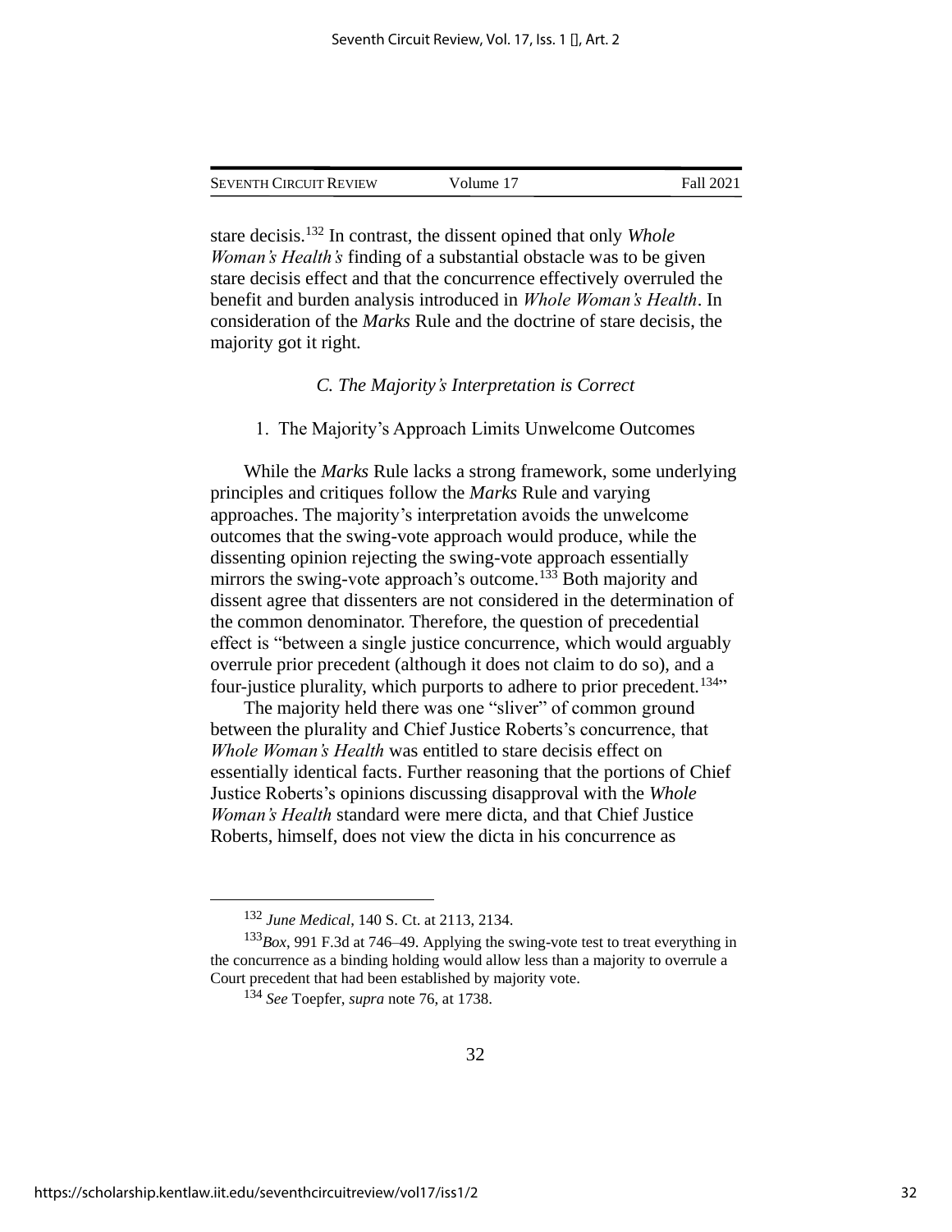stare decisis.[132] In contrast, the dissent opined that only *Whole Woman's Health's* finding of a substantial obstacle was to be given stare decisis effect and that the concurrence effectively overruled the benefit and burden analysis introduced in *Whole Woman's Health*. In consideration of the *Marks* Rule and the doctrine of stare decisis, the majority got it right.

### *C. The Majority's Interpretation is Correct*

#### 1. The Majority's Approach Limits Unwelcome Outcomes

While the *Marks* Rule lacks a strong framework, some underlying principles and critiques follow the *Marks* Rule and varying approaches. The majority's interpretation avoids the unwelcome outcomes that the swing-vote approach would produce, while the dissenting opinion rejecting the swing-vote approach essentially mirrors the swing-vote approach's outcome.[133] Both majority and dissent agree that dissenters are not considered in the determination of the common denominator. Therefore, the question of precedential effect is "between a single justice concurrence, which would arguably overrule prior precedent (although it does not claim to do so), and a four-justice plurality, which purports to adhere to prior precedent.[134]"

The majority held there was one "sliver" of common ground between the plurality and Chief Justice Roberts's concurrence, that *Whole Woman's Health* was entitled to stare decisis effect on essentially identical facts. Further reasoning that the portions of Chief Justice Roberts's opinions discussing disapproval with the *Whole Woman's Health* standard were mere dicta, and that Chief Justice Roberts, himself, does not view the dicta in his concurrence as

---

[132] *June Medical*, 140 S. Ct. at 2113, 2134.

[133] *Box*, 991 F.3d at 746–49. Applying the swing-vote test to treat everything in the concurrence as a binding holding would allow less than a majority to overrule a Court precedent that had been established by majority vote.

[134] *See* Toepfer, *supra* note 76, at 1738.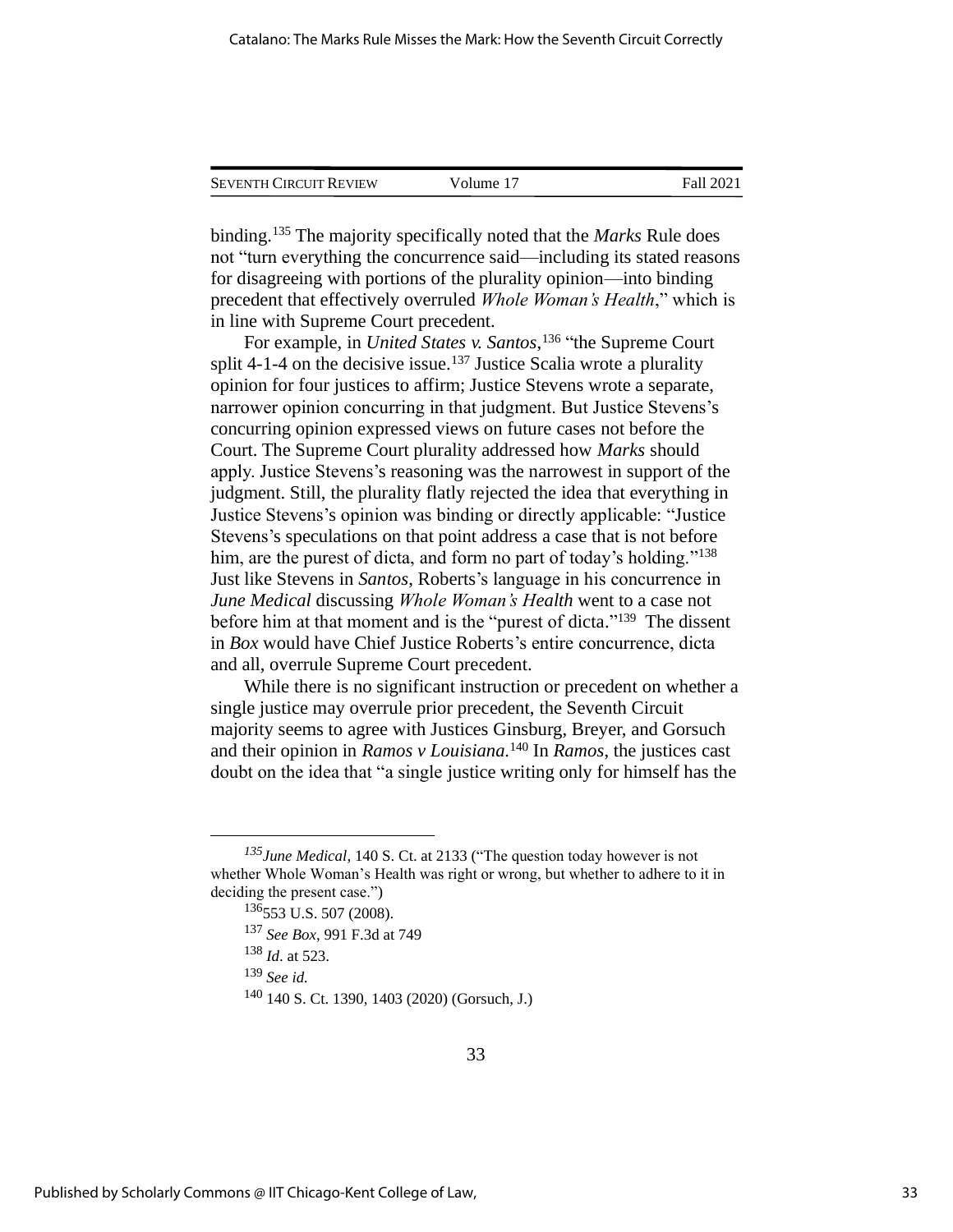binding.[135] The majority specifically noted that the *Marks* Rule does not "turn everything the concurrence said—including its stated reasons for disagreeing with portions of the plurality opinion—into binding precedent that effectively overruled *Whole Woman's Health*," which is in line with Supreme Court precedent.

For example, in *United States v. Santos*,[136] "the Supreme Court split 4-1-4 on the decisive issue.[137] Justice Scalia wrote a plurality opinion for four justices to affirm; Justice Stevens wrote a separate, narrower opinion concurring in that judgment. But Justice Stevens's concurring opinion expressed views on future cases not before the Court. The Supreme Court plurality addressed how *Marks* should apply. Justice Stevens's reasoning was the narrowest in support of the judgment. Still, the plurality flatly rejected the idea that everything in Justice Stevens's opinion was binding or directly applicable: "Justice Stevens's speculations on that point address a case that is not before him, are the purest of dicta, and form no part of today's holding."[138] Just like Stevens in *Santos*, Roberts's language in his concurrence in *June Medical* discussing *Whole Woman's Health* went to a case not before him at that moment and is the "purest of dicta."[139] The dissent in *Box* would have Chief Justice Roberts's entire concurrence, dicta and all, overrule Supreme Court precedent.

While there is no significant instruction or precedent on whether a single justice may overrule prior precedent, the Seventh Circuit majority seems to agree with Justices Ginsburg, Breyer, and Gorsuch and their opinion in *Ramos v Louisiana*.[140] In *Ramos*, the justices cast doubt on the idea that "a single justice writing only for himself has the

---

[135] *June Medical,* 140 S. Ct. at 2133 ("The question today however is not whether Whole Woman's Health was right or wrong, but whether to adhere to it in deciding the present case.")

[136] 553 U.S. 507 (2008).

[137] *See Box*, 991 F.3d at 749

[138] *Id*. at 523.

[139] *See id.*

[140] 140 S. Ct. 1390, 1403 (2020) (Gorsuch, J.)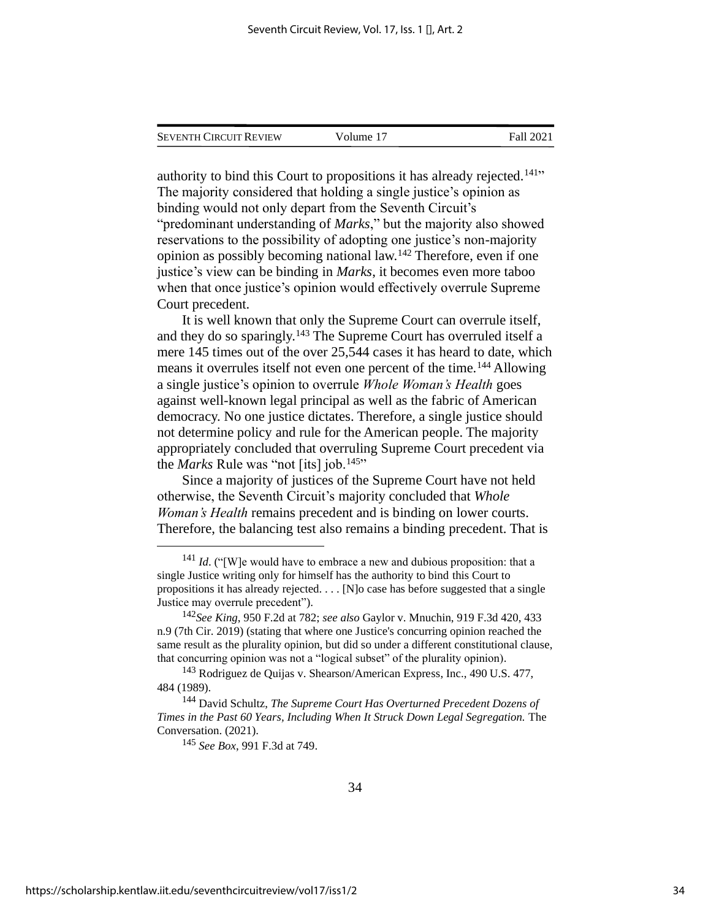authority to bind this Court to propositions it has already rejected.[141]" The majority considered that holding a single justice's opinion as binding would not only depart from the Seventh Circuit's "predominant understanding of *Marks*," but the majority also showed reservations to the possibility of adopting one justice's non-majority opinion as possibly becoming national law.[142] Therefore, even if one justice's view can be binding in *Marks*, it becomes even more taboo when that once justice's opinion would effectively overrule Supreme Court precedent.

It is well known that only the Supreme Court can overrule itself, and they do so sparingly.[143] The Supreme Court has overruled itself a mere 145 times out of the over 25,544 cases it has heard to date, which means it overrules itself not even one percent of the time.[144] Allowing a single justice's opinion to overrule *Whole Woman's Health* goes against well-known legal principal as well as the fabric of American democracy. No one justice dictates. Therefore, a single justice should not determine policy and rule for the American people. The majority appropriately concluded that overruling Supreme Court precedent via the *Marks* Rule was "not [its] job.[145]"

Since a majority of justices of the Supreme Court have not held otherwise, the Seventh Circuit's majority concluded that *Whole Woman's Health* remains precedent and is binding on lower courts. Therefore, the balancing test also remains a binding precedent. That is

---

[141] *Id*. ("[W]e would have to embrace a new and dubious proposition: that a single Justice writing only for himself has the authority to bind this Court to propositions it has already rejected. . . . [N]o case has before suggested that a single Justice may overrule precedent").

[142] *See King*, 950 F.2d at 782; *see also* Gaylor v. Mnuchin, 919 F.3d 420, 433 n.9 (7th Cir. 2019) (stating that where one Justice's concurring opinion reached the same result as the plurality opinion, but did so under a different constitutional clause, that concurring opinion was not a "logical subset" of the plurality opinion).

[143] Rodriguez de Quijas v. Shearson/American Express, Inc., 490 U.S. 477, 484 (1989).

[144] David Schultz, *The Supreme Court Has Overturned Precedent Dozens of Times in the Past 60 Years, Including When It Struck Down Legal Segregation.* The Conversation. (2021).

[145] *See Box*, 991 F.3d at 749.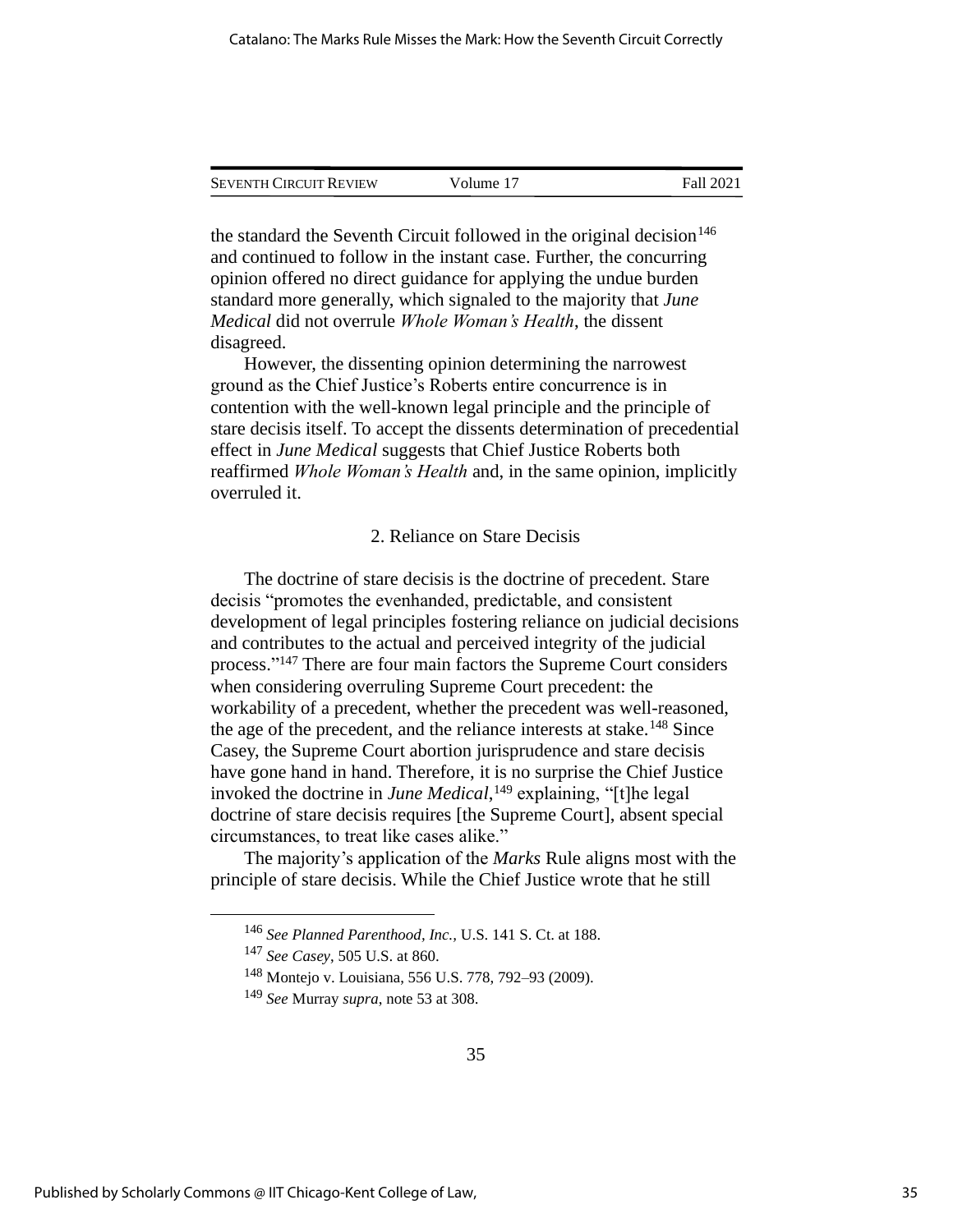the standard the Seventh Circuit followed in the original decision[146] and continued to follow in the instant case. Further, the concurring opinion offered no direct guidance for applying the undue burden standard more generally, which signaled to the majority that *June Medical* did not overrule *Whole Woman's Health*, the dissent disagreed.

However, the dissenting opinion determining the narrowest ground as the Chief Justice's Roberts entire concurrence is in contention with the well-known legal principle and the principle of stare decisis itself. To accept the dissents determination of precedential effect in *June Medical* suggests that Chief Justice Roberts both reaffirmed *Whole Woman's Health* and, in the same opinion, implicitly overruled it.

### 2. Reliance on Stare Decisis

The doctrine of stare decisis is the doctrine of precedent. Stare decisis "promotes the evenhanded, predictable, and consistent development of legal principles fostering reliance on judicial decisions and contributes to the actual and perceived integrity of the judicial process."[147] There are four main factors the Supreme Court considers when considering overruling Supreme Court precedent: the workability of a precedent, whether the precedent was well-reasoned, the age of the precedent, and the reliance interests at stake.[148] Since Casey, the Supreme Court abortion jurisprudence and stare decisis have gone hand in hand. Therefore, it is no surprise the Chief Justice invoked the doctrine in *June Medical*,[149] explaining, "[t]he legal doctrine of stare decisis requires [the Supreme Court], absent special circumstances, to treat like cases alike."

The majority's application of the *Marks* Rule aligns most with the principle of stare decisis. While the Chief Justice wrote that he still

---

[146] *See Planned Parenthood, Inc.,* U.S. 141 S. Ct. at 188.

[147] *See Casey*, 505 U.S. at 860.

[148] Montejo v. Louisiana, 556 U.S. 778, 792–93 (2009).

[149] *See* Murray *supra*, note 53 at 308.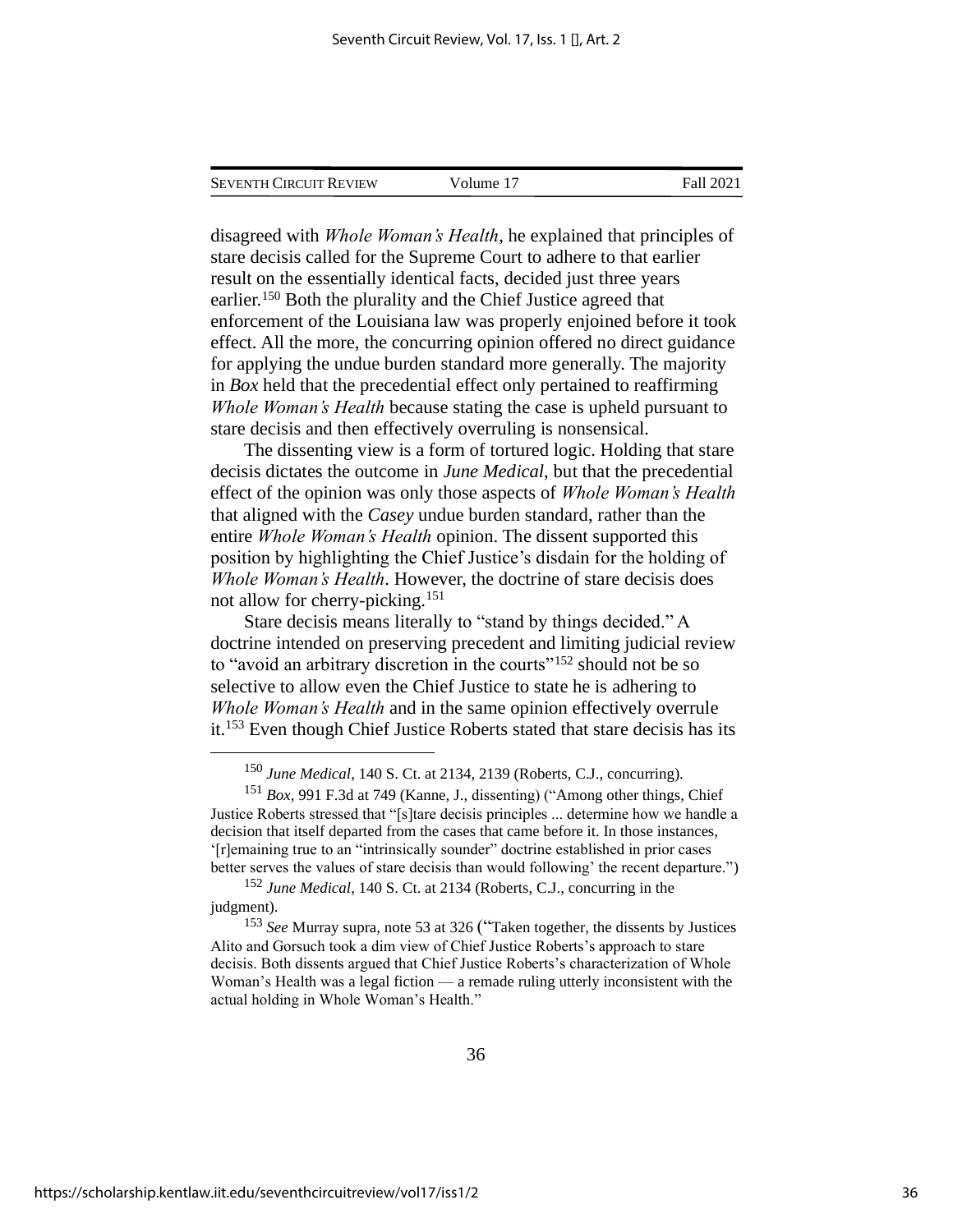disagreed with *Whole Woman's Health*, he explained that principles of stare decisis called for the Supreme Court to adhere to that earlier result on the essentially identical facts, decided just three years earlier.[150] Both the plurality and the Chief Justice agreed that enforcement of the Louisiana law was properly enjoined before it took effect. All the more, the concurring opinion offered no direct guidance for applying the undue burden standard more generally. The majority in *Box* held that the precedential effect only pertained to reaffirming *Whole Woman's Health* because stating the case is upheld pursuant to stare decisis and then effectively overruling is nonsensical.

The dissenting view is a form of tortured logic. Holding that stare decisis dictates the outcome in *June Medical*, but that the precedential effect of the opinion was only those aspects of *Whole Woman's Health* that aligned with the *Casey* undue burden standard, rather than the entire *Whole Woman's Health* opinion. The dissent supported this position by highlighting the Chief Justice's disdain for the holding of *Whole Woman's Health*. However, the doctrine of stare decisis does not allow for cherry-picking.[151]

Stare decisis means literally to "stand by things decided." A doctrine intended on preserving precedent and limiting judicial review to "avoid an arbitrary discretion in the courts"[152] should not be so selective to allow even the Chief Justice to state he is adhering to *Whole Woman's Health* and in the same opinion effectively overrule it.[153] Even though Chief Justice Roberts stated that stare decisis has its

---

[150] *June Medical*, 140 S. Ct. at 2134, 2139 (Roberts, C.J., concurring).

[151] *Box*, 991 F.3d at 749 (Kanne, J., dissenting) ("Among other things, Chief Justice Roberts stressed that "[s]tare decisis principles ... determine how we handle a decision that itself departed from the cases that came before it. In those instances, '[r]emaining true to an "intrinsically sounder" doctrine established in prior cases better serves the values of stare decisis than would following' the recent departure.")

[152] *June Medical*, 140 S. Ct. at 2134 (Roberts, C.J., concurring in the judgment).

[153] *See* Murray supra, note 53 at 326 ("Taken together, the dissents by Justices Alito and Gorsuch took a dim view of Chief Justice Roberts's approach to stare decisis. Both dissents argued that Chief Justice Roberts's characterization of Whole Woman's Health was a legal fiction — a remade ruling utterly inconsistent with the actual holding in Whole Woman's Health."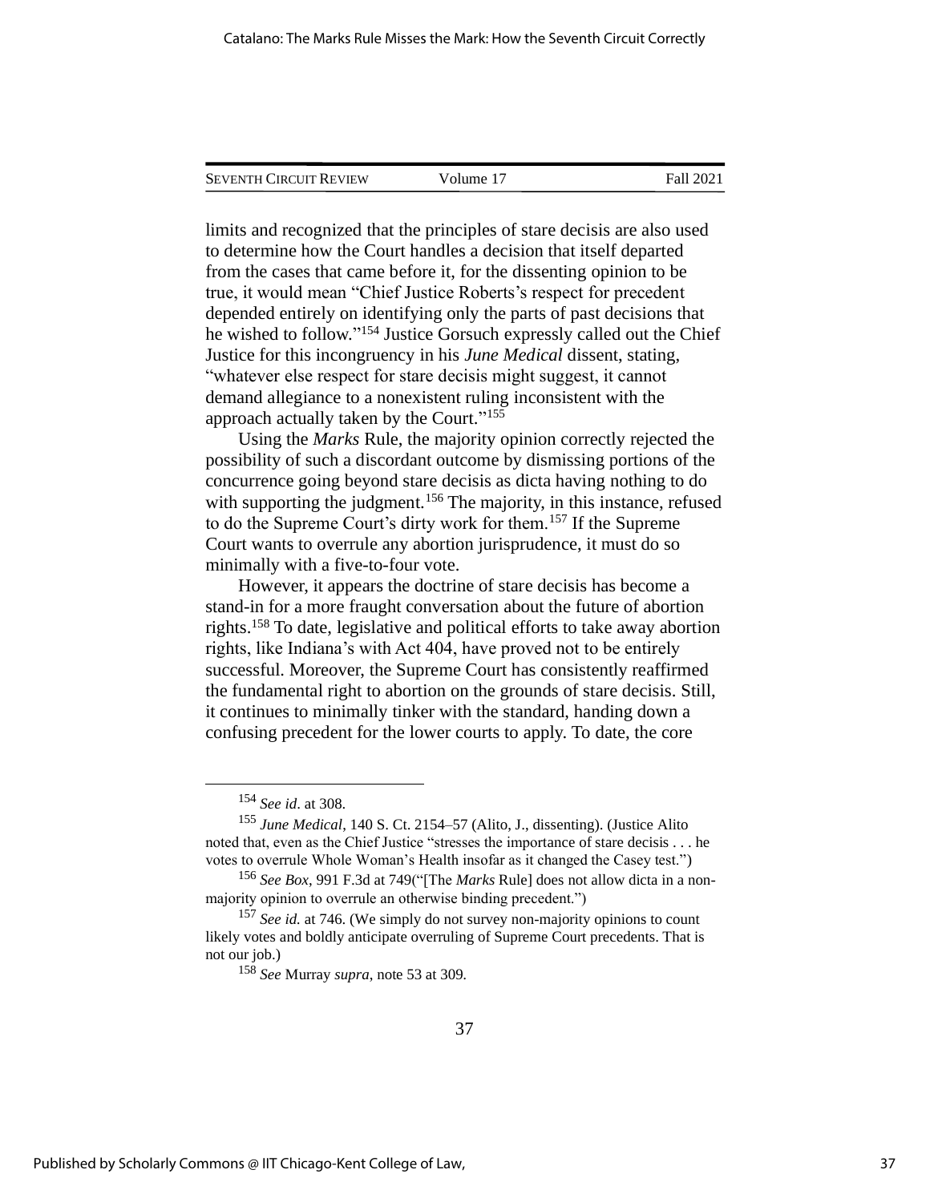limits and recognized that the principles of stare decisis are also used to determine how the Court handles a decision that itself departed from the cases that came before it, for the dissenting opinion to be true, it would mean "Chief Justice Roberts's respect for precedent depended entirely on identifying only the parts of past decisions that he wished to follow."[154] Justice Gorsuch expressly called out the Chief Justice for this incongruency in his *June Medical* dissent, stating, "whatever else respect for stare decisis might suggest, it cannot demand allegiance to a nonexistent ruling inconsistent with the approach actually taken by the Court."[155]

Using the *Marks* Rule, the majority opinion correctly rejected the possibility of such a discordant outcome by dismissing portions of the concurrence going beyond stare decisis as dicta having nothing to do with supporting the judgment.[156] The majority, in this instance, refused to do the Supreme Court's dirty work for them.[157] If the Supreme Court wants to overrule any abortion jurisprudence, it must do so minimally with a five-to-four vote.

However, it appears the doctrine of stare decisis has become a stand-in for a more fraught conversation about the future of abortion rights.[158] To date, legislative and political efforts to take away abortion rights, like Indiana's with Act 404, have proved not to be entirely successful. Moreover, the Supreme Court has consistently reaffirmed the fundamental right to abortion on the grounds of stare decisis. Still, it continues to minimally tinker with the standard, handing down a confusing precedent for the lower courts to apply. To date, the core

---

[154] *See id*. at 308.

[155] *June Medical*, 140 S. Ct. 2154–57 (Alito, J., dissenting). (Justice Alito noted that, even as the Chief Justice "stresses the importance of stare decisis . . . he votes to overrule Whole Woman's Health insofar as it changed the Casey test.")

[156] *See Box*, 991 F.3d at 749("[The *Marks* Rule] does not allow dicta in a non-majority opinion to overrule an otherwise binding precedent.")

[157] *See id.* at 746. (We simply do not survey non-majority opinions to count likely votes and boldly anticipate overruling of Supreme Court precedents. That is not our job.)

[158] *See* Murray *supra*, note 53 at 309.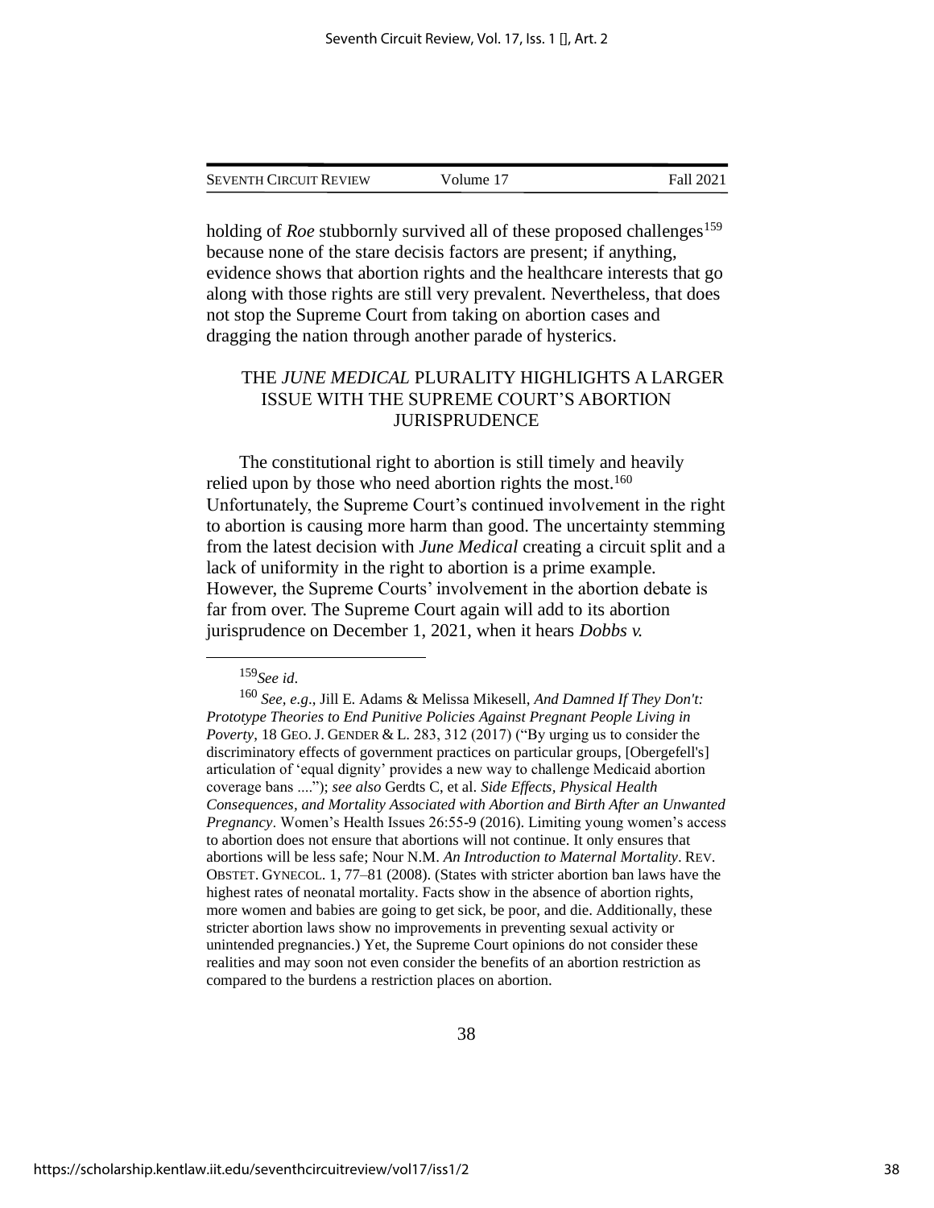holding of *Roe* stubbornly survived all of these proposed challenges[159] because none of the stare decisis factors are present; if anything, evidence shows that abortion rights and the healthcare interests that go along with those rights are still very prevalent. Nevertheless, that does not stop the Supreme Court from taking on abortion cases and dragging the nation through another parade of hysterics.

## THE *JUNE MEDICAL* PLURALITY HIGHLIGHTS A LARGER ISSUE WITH THE SUPREME COURT'S ABORTION JURISPRUDENCE

The constitutional right to abortion is still timely and heavily relied upon by those who need abortion rights the most.[160] Unfortunately, the Supreme Court's continued involvement in the right to abortion is causing more harm than good. The uncertainty stemming from the latest decision with *June Medical* creating a circuit split and a lack of uniformity in the right to abortion is a prime example. However, the Supreme Courts' involvement in the abortion debate is far from over. The Supreme Court again will add to its abortion jurisprudence on December 1, 2021, when it hears *Dobbs v.*

---

[159] *See id*.

[160] *See, e.g*., Jill E. Adams & Melissa Mikesell, *And Damned If They Don't: Prototype Theories to End Punitive Policies Against Pregnant People Living in Poverty*, 18 GEO. J. GENDER & L. 283, 312 (2017) ("By urging us to consider the discriminatory effects of government practices on particular groups, [Obergefell's] articulation of 'equal dignity' provides a new way to challenge Medicaid abortion coverage bans ...."); *see also* Gerdts C, et al. *Side Effects, Physical Health Consequences, and Mortality Associated with Abortion and Birth After an Unwanted Pregnancy*. Women's Health Issues 26:55-9 (2016). Limiting young women's access to abortion does not ensure that abortions will not continue. It only ensures that abortions will be less safe; Nour N.M. *An Introduction to Maternal Mortality*. REV. OBSTET. GYNECOL. 1, 77–81 (2008). (States with stricter abortion ban laws have the highest rates of neonatal mortality. Facts show in the absence of abortion rights, more women and babies are going to get sick, be poor, and die. Additionally, these stricter abortion laws show no improvements in preventing sexual activity or unintended pregnancies.) Yet, the Supreme Court opinions do not consider these realities and may soon not even consider the benefits of an abortion restriction as compared to the burdens a restriction places on abortion.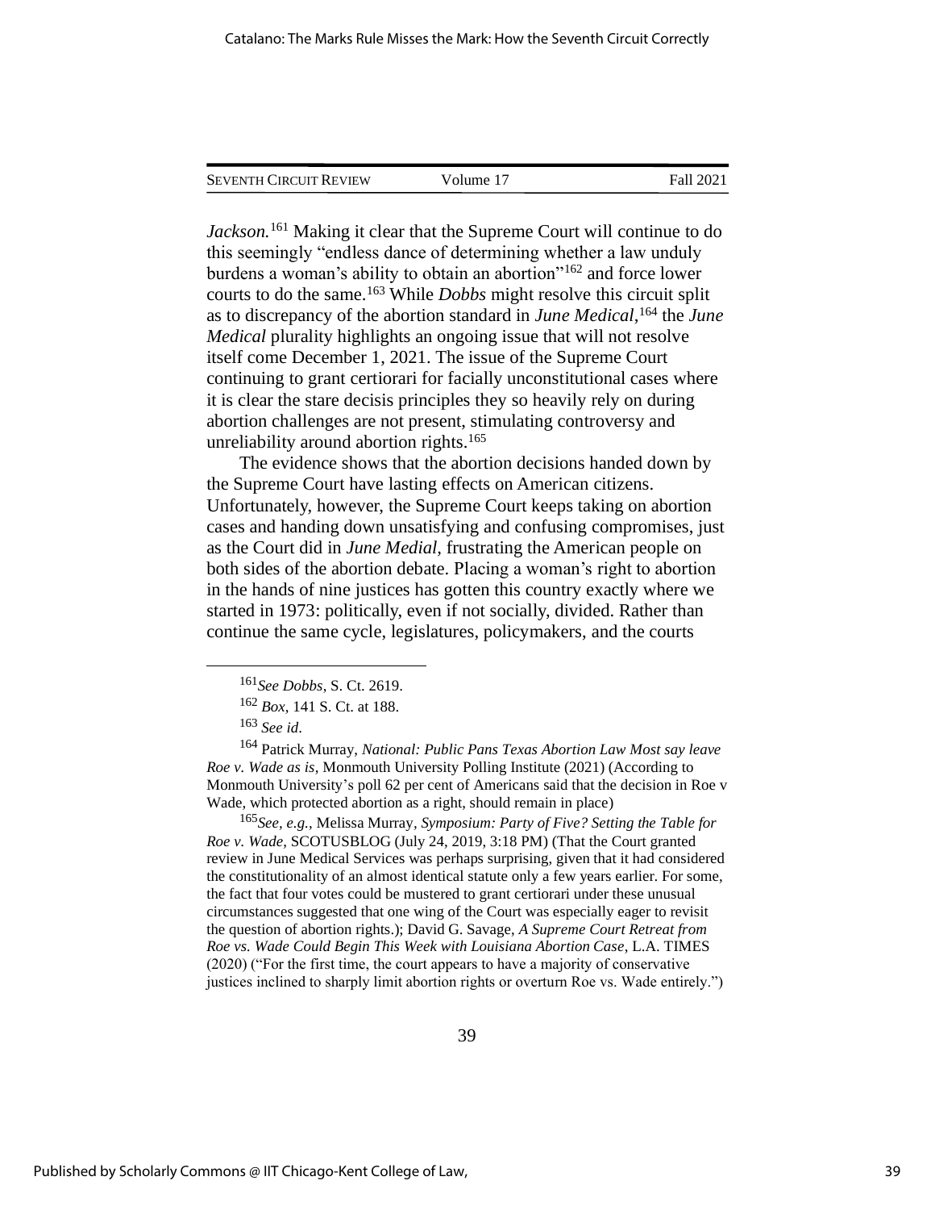*Jackson.*[161] Making it clear that the Supreme Court will continue to do this seemingly "endless dance of determining whether a law unduly burdens a woman's ability to obtain an abortion"[162] and force lower courts to do the same.[163] While *Dobbs* might resolve this circuit split as to discrepancy of the abortion standard in *June Medical*,[164] the *June Medical* plurality highlights an ongoing issue that will not resolve itself come December 1, 2021. The issue of the Supreme Court continuing to grant certiorari for facially unconstitutional cases where it is clear the stare decisis principles they so heavily rely on during abortion challenges are not present, stimulating controversy and unreliability around abortion rights.[165]

The evidence shows that the abortion decisions handed down by the Supreme Court have lasting effects on American citizens. Unfortunately, however, the Supreme Court keeps taking on abortion cases and handing down unsatisfying and confusing compromises, just as the Court did in *June Medial*, frustrating the American people on both sides of the abortion debate. Placing a woman's right to abortion in the hands of nine justices has gotten this country exactly where we started in 1973: politically, even if not socially, divided. Rather than continue the same cycle, legislatures, policymakers, and the courts

---

[161] *See Dobbs*, S. Ct. 2619.

[162] *Box*, 141 S. Ct. at 188.

[163] *See id*.

[164] Patrick Murray, *National: Public Pans Texas Abortion Law Most say leave Roe v. Wade as is*, Monmouth University Polling Institute (2021) (According to Monmouth University's poll 62 per cent of Americans said that the decision in Roe v Wade, which protected abortion as a right, should remain in place)

[165] *See, e.g.*, Melissa Murray, *Symposium: Party of Five? Setting the Table for Roe v. Wade*, SCOTUSBLOG (July 24, 2019, 3:18 PM) (That the Court granted review in June Medical Services was perhaps surprising, given that it had considered the constitutionality of an almost identical statute only a few years earlier. For some, the fact that four votes could be mustered to grant certiorari under these unusual circumstances suggested that one wing of the Court was especially eager to revisit the question of abortion rights.); David G. Savage, *A Supreme Court Retreat from Roe vs. Wade Could Begin This Week with Louisiana Abortion Case*, L.A. TIMES (2020) ("For the first time, the court appears to have a majority of conservative justices inclined to sharply limit abortion rights or overturn Roe vs. Wade entirely.")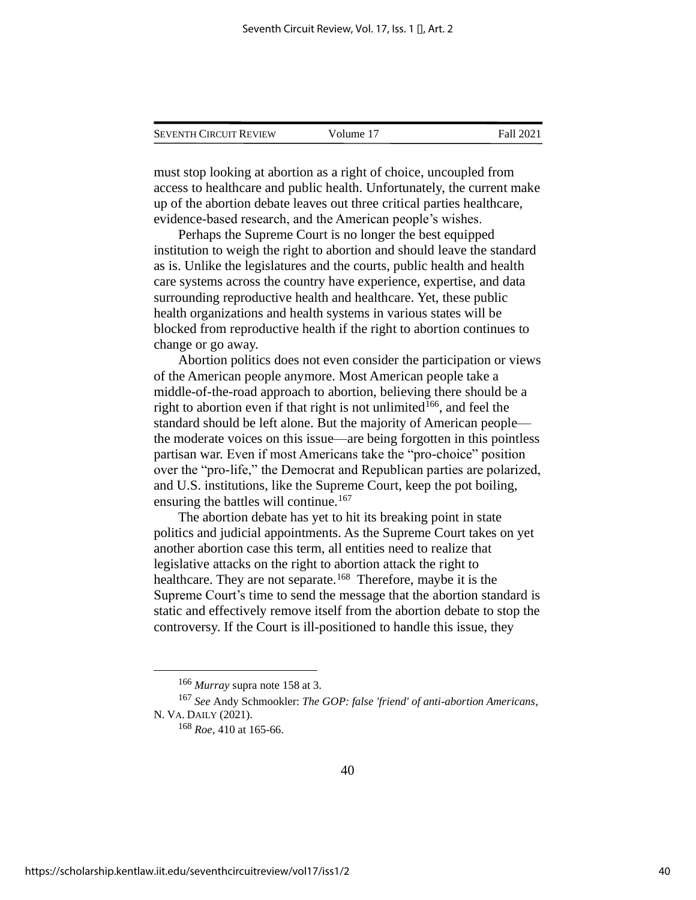must stop looking at abortion as a right of choice, uncoupled from access to healthcare and public health. Unfortunately, the current make up of the abortion debate leaves out three critical parties healthcare, evidence-based research, and the American people's wishes.

Perhaps the Supreme Court is no longer the best equipped institution to weigh the right to abortion and should leave the standard as is. Unlike the legislatures and the courts, public health and health care systems across the country have experience, expertise, and data surrounding reproductive health and healthcare. Yet, these public health organizations and health systems in various states will be blocked from reproductive health if the right to abortion continues to change or go away.

Abortion politics does not even consider the participation or views of the American people anymore. Most American people take a middle-of-the-road approach to abortion, believing there should be a right to abortion even if that right is not unlimited[166], and feel the standard should be left alone. But the majority of American people—the moderate voices on this issue—are being forgotten in this pointless partisan war. Even if most Americans take the "pro-choice" position over the "pro-life," the Democrat and Republican parties are polarized, and U.S. institutions, like the Supreme Court, keep the pot boiling, ensuring the battles will continue.[167]

The abortion debate has yet to hit its breaking point in state politics and judicial appointments. As the Supreme Court takes on yet another abortion case this term, all entities need to realize that legislative attacks on the right to abortion attack the right to healthcare. They are not separate.[168] Therefore, maybe it is the Supreme Court's time to send the message that the abortion standard is static and effectively remove itself from the abortion debate to stop the controversy. If the Court is ill-positioned to handle this issue, they

---

[166] *Murray* supra note 158 at 3.

[167] *See* Andy Schmookler: *The GOP: false 'friend' of anti-abortion Americans*, N. VA. DAILY (2021).

[168] *Roe*, 410 at 165-66.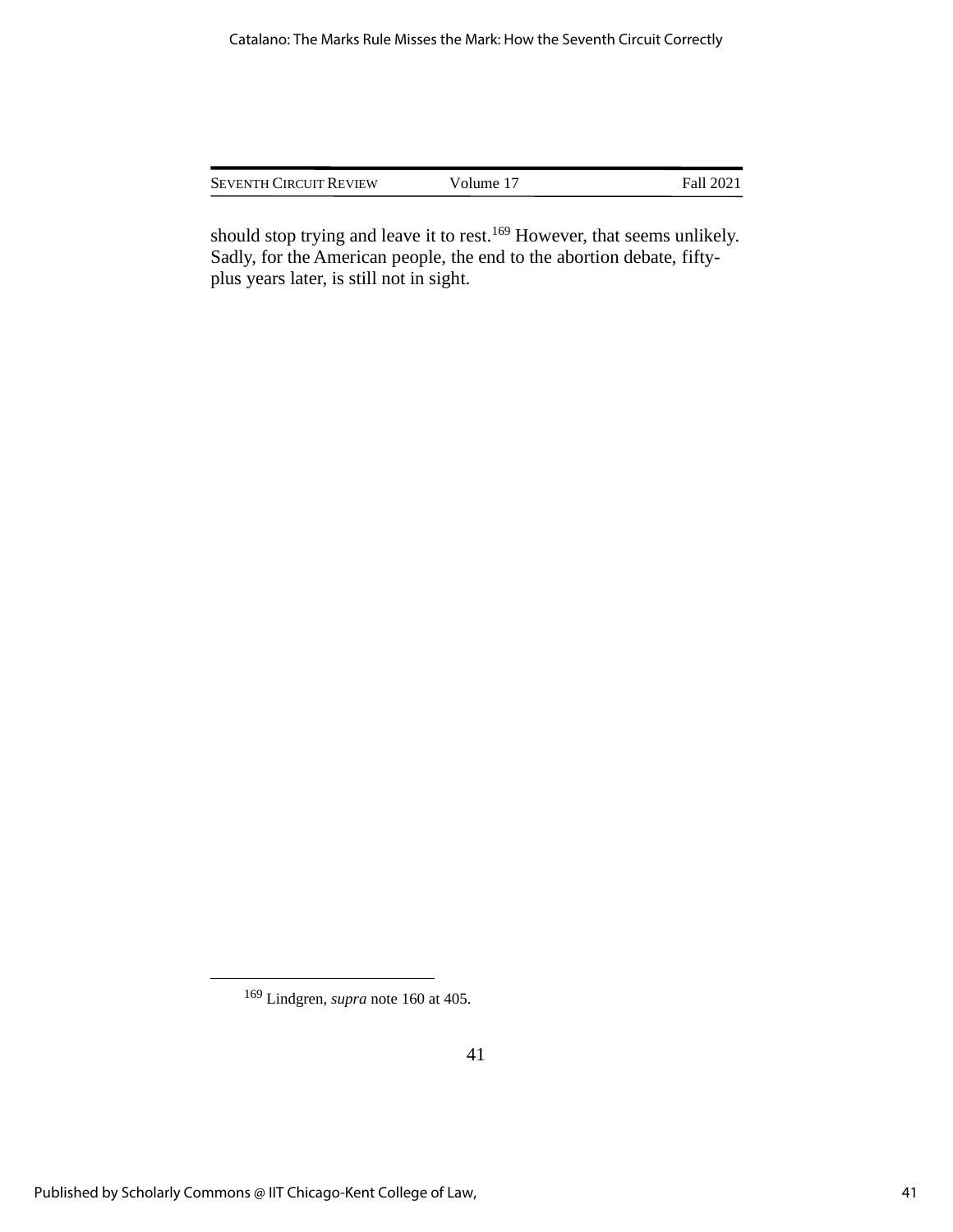should stop trying and leave it to rest.[169] However, that seems unlikely. Sadly, for the American people, the end to the abortion debate, fifty-plus years later, is still not in sight.

---

[169] Lindgren, *supra* note 160 at 405.